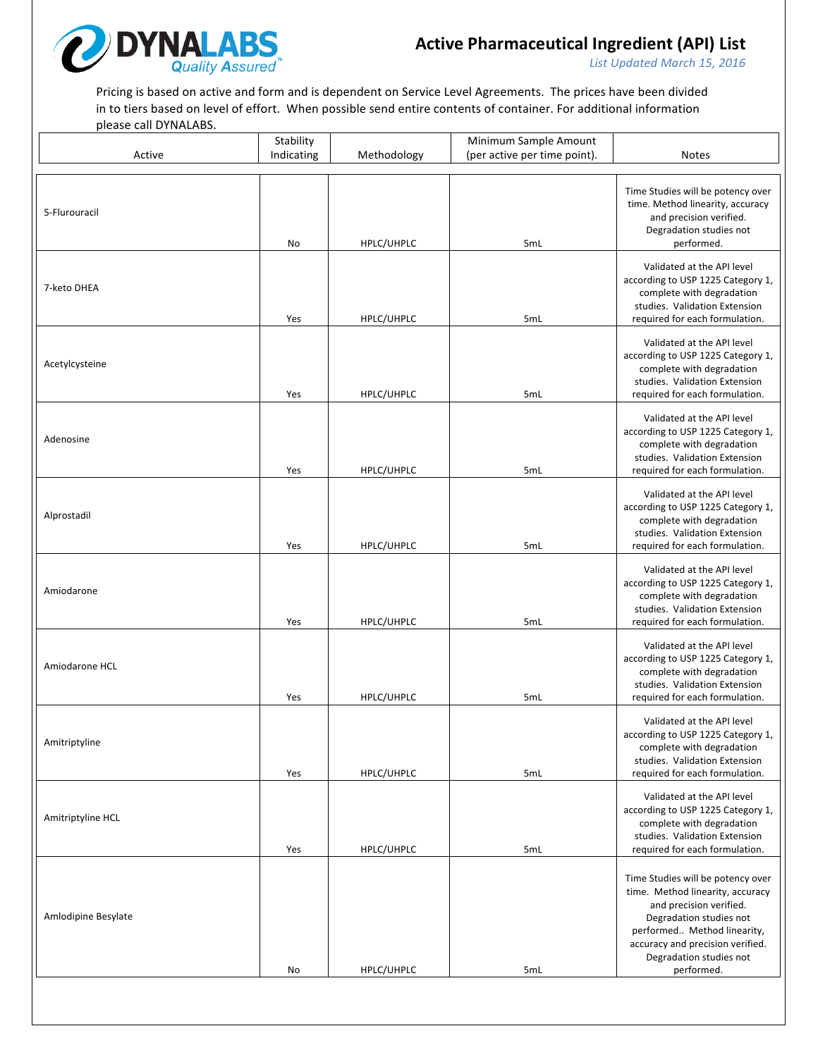# Active Pharmaceutical Ingredient (API) List

*List Updated March 15, 2016*

Pricing is based on active and form and is dependent on Service Level Agreements. The prices have been divided in to tiers based on level of effort. When possible send entire contents of container. For additional information please call DYNALABS.

| Active | Stability Indicating | Methodology | Minimum Sample Amount (per active per time point). | Notes |
|---|---|---|---|---|
| 5-Flurouracil | No | HPLC/UHPLC | 5mL | Time Studies will be potency over time. Method linearity, accuracy and precision verified. Degradation studies not performed. |
| 7-keto DHEA | Yes | HPLC/UHPLC | 5mL | Validated at the API level according to USP 1225 Category 1, complete with degradation studies. Validation Extension required for each formulation. |
| Acetylcysteine | Yes | HPLC/UHPLC | 5mL | Validated at the API level according to USP 1225 Category 1, complete with degradation studies. Validation Extension required for each formulation. |
| Adenosine | Yes | HPLC/UHPLC | 5mL | Validated at the API level according to USP 1225 Category 1, complete with degradation studies. Validation Extension required for each formulation. |
| Alprostadil | Yes | HPLC/UHPLC | 5mL | Validated at the API level according to USP 1225 Category 1, complete with degradation studies. Validation Extension required for each formulation. |
| Amiodarone | Yes | HPLC/UHPLC | 5mL | Validated at the API level according to USP 1225 Category 1, complete with degradation studies. Validation Extension required for each formulation. |
| Amiodarone HCL | Yes | HPLC/UHPLC | 5mL | Validated at the API level according to USP 1225 Category 1, complete with degradation studies. Validation Extension required for each formulation. |
| Amitriptyline | Yes | HPLC/UHPLC | 5mL | Validated at the API level according to USP 1225 Category 1, complete with degradation studies. Validation Extension required for each formulation. |
| Amitriptyline HCL | Yes | HPLC/UHPLC | 5mL | Validated at the API level according to USP 1225 Category 1, complete with degradation studies. Validation Extension required for each formulation. |
| Amlodipine Besylate | No | HPLC/UHPLC | 5mL | Time Studies will be potency over time. Method linearity, accuracy and precision verified. Degradation studies not performed.. Method linearity, accuracy and precision verified. Degradation studies not performed. |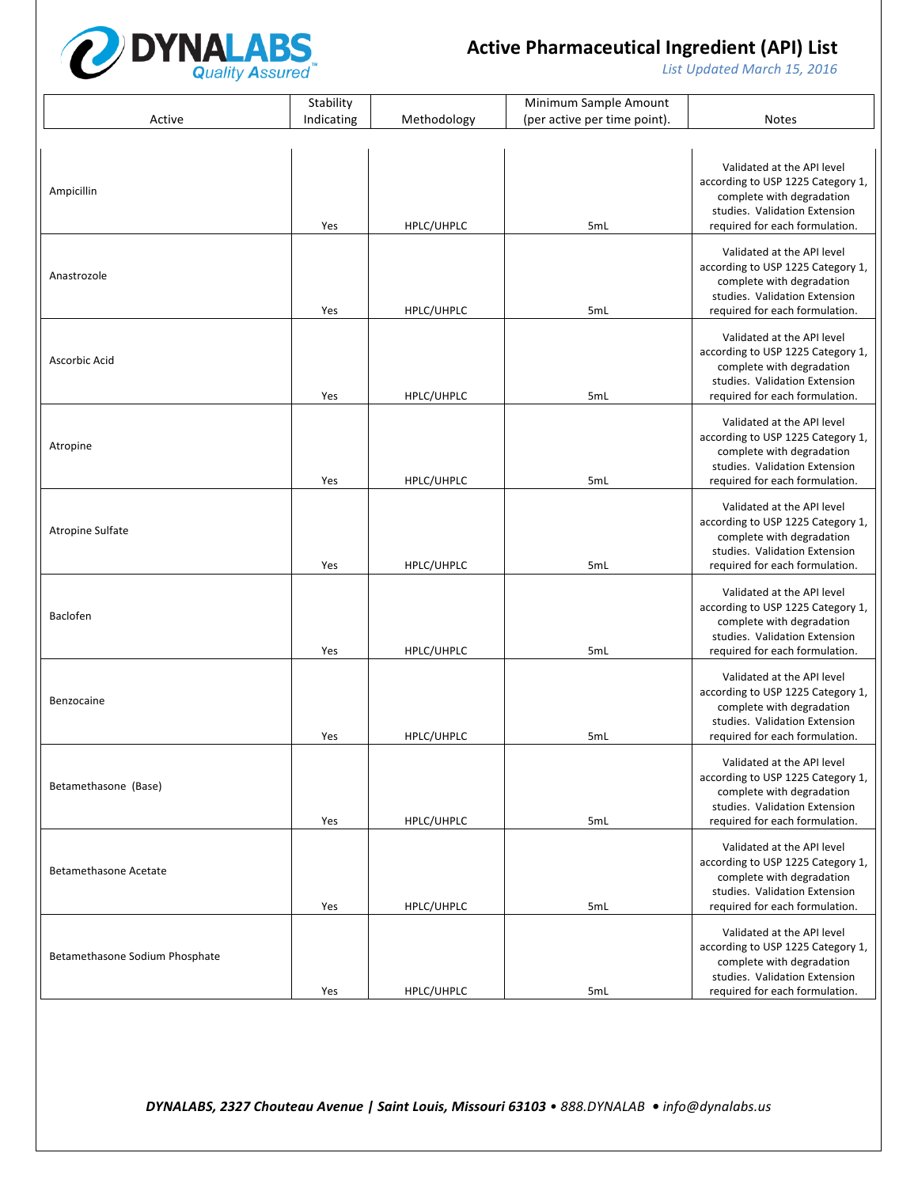# Active Pharmaceutical Ingredient (API) List

*List Updated March 15, 2016*

| Active | Stability Indicating | Methodology | Minimum Sample Amount (per active per time point). | Notes |
|---|---|---|---|---|
| Ampicillin | Yes | HPLC/UHPLC | 5mL | Validated at the API level according to USP 1225 Category 1, complete with degradation studies. Validation Extension required for each formulation. |
| Anastrozole | Yes | HPLC/UHPLC | 5mL | Validated at the API level according to USP 1225 Category 1, complete with degradation studies. Validation Extension required for each formulation. |
| Ascorbic Acid | Yes | HPLC/UHPLC | 5mL | Validated at the API level according to USP 1225 Category 1, complete with degradation studies. Validation Extension required for each formulation. |
| Atropine | Yes | HPLC/UHPLC | 5mL | Validated at the API level according to USP 1225 Category 1, complete with degradation studies. Validation Extension required for each formulation. |
| Atropine Sulfate | Yes | HPLC/UHPLC | 5mL | Validated at the API level according to USP 1225 Category 1, complete with degradation studies. Validation Extension required for each formulation. |
| Baclofen | Yes | HPLC/UHPLC | 5mL | Validated at the API level according to USP 1225 Category 1, complete with degradation studies. Validation Extension required for each formulation. |
| Benzocaine | Yes | HPLC/UHPLC | 5mL | Validated at the API level according to USP 1225 Category 1, complete with degradation studies. Validation Extension required for each formulation. |
| Betamethasone (Base) | Yes | HPLC/UHPLC | 5mL | Validated at the API level according to USP 1225 Category 1, complete with degradation studies. Validation Extension required for each formulation. |
| Betamethasone Acetate | Yes | HPLC/UHPLC | 5mL | Validated at the API level according to USP 1225 Category 1, complete with degradation studies. Validation Extension required for each formulation. |
| Betamethasone Sodium Phosphate | Yes | HPLC/UHPLC | 5mL | Validated at the API level according to USP 1225 Category 1, complete with degradation studies. Validation Extension required for each formulation. |

***DYNALABS, 2327 Chouteau Avenue | Saint Louis, Missouri 63103** • 888.DYNALAB • info@dynalabs.us*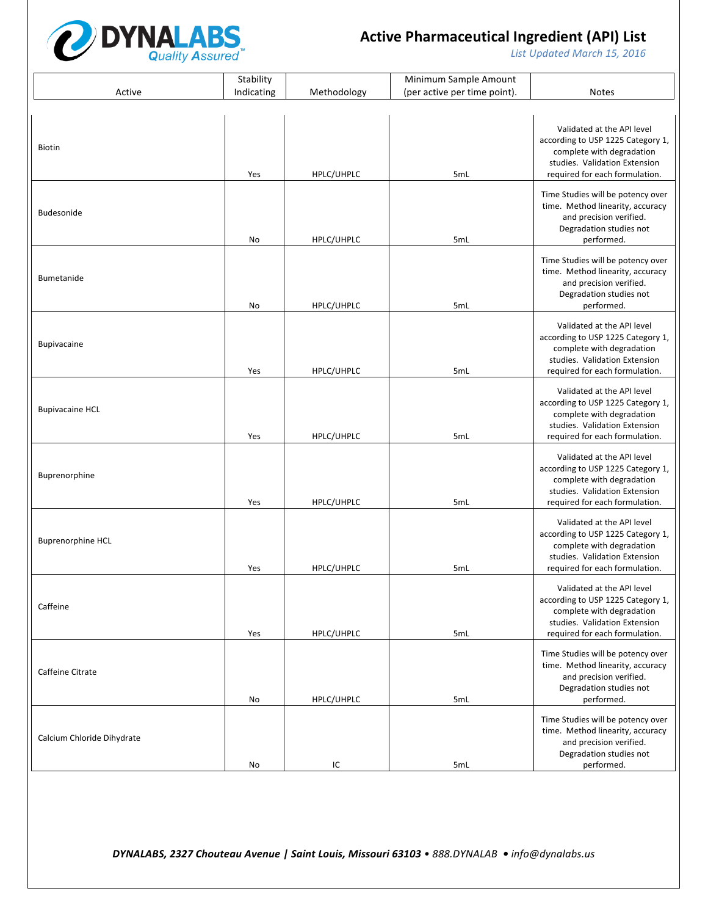# Active Pharmaceutical Ingredient (API) List

*List Updated March 15, 2016*

| Active | Stability Indicating | Methodology | Minimum Sample Amount (per active per time point). | Notes |
|---|---|---|---|---|
| Biotin | Yes | HPLC/UHPLC | 5mL | Validated at the API level according to USP 1225 Category 1, complete with degradation studies. Validation Extension required for each formulation. |
| Budesonide | No | HPLC/UHPLC | 5mL | Time Studies will be potency over time. Method linearity, accuracy and precision verified. Degradation studies not performed. |
| Bumetanide | No | HPLC/UHPLC | 5mL | Time Studies will be potency over time. Method linearity, accuracy and precision verified. Degradation studies not performed. |
| Bupivacaine | Yes | HPLC/UHPLC | 5mL | Validated at the API level according to USP 1225 Category 1, complete with degradation studies. Validation Extension required for each formulation. |
| Bupivacaine HCL | Yes | HPLC/UHPLC | 5mL | Validated at the API level according to USP 1225 Category 1, complete with degradation studies. Validation Extension required for each formulation. |
| Buprenorphine | Yes | HPLC/UHPLC | 5mL | Validated at the API level according to USP 1225 Category 1, complete with degradation studies. Validation Extension required for each formulation. |
| Buprenorphine HCL | Yes | HPLC/UHPLC | 5mL | Validated at the API level according to USP 1225 Category 1, complete with degradation studies. Validation Extension required for each formulation. |
| Caffeine | Yes | HPLC/UHPLC | 5mL | Validated at the API level according to USP 1225 Category 1, complete with degradation studies. Validation Extension required for each formulation. |
| Caffeine Citrate | No | HPLC/UHPLC | 5mL | Time Studies will be potency over time. Method linearity, accuracy and precision verified. Degradation studies not performed. |
| Calcium Chloride Dihydrate | No | IC | 5mL | Time Studies will be potency over time. Method linearity, accuracy and precision verified. Degradation studies not performed. |

***DYNALABS, 2327 Chouteau Avenue | Saint Louis, Missouri 63103** • 888.DYNALAB • info@dynalabs.us*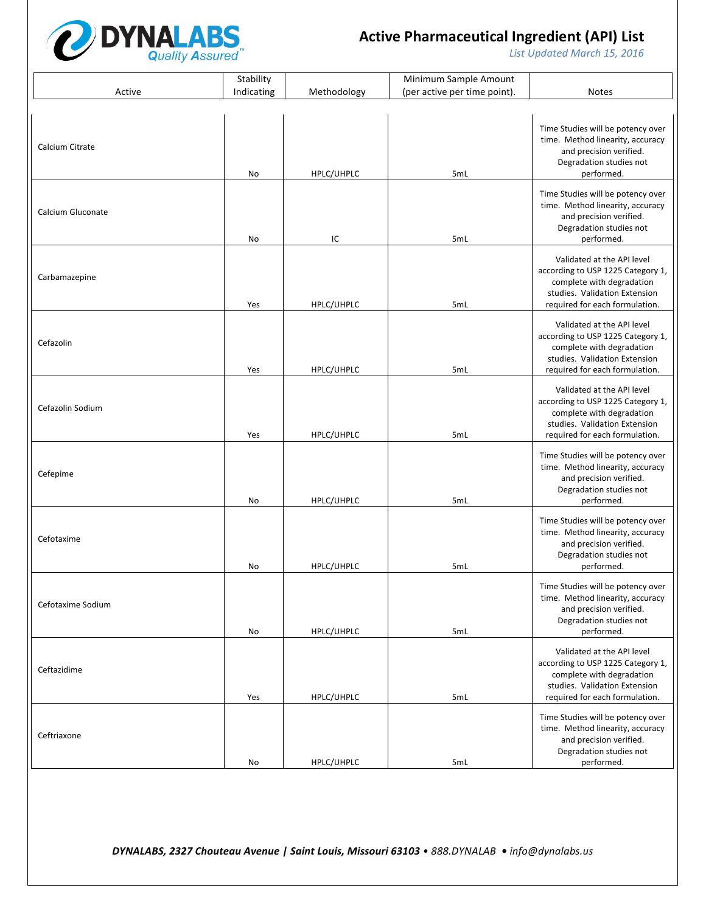# Active Pharmaceutical Ingredient (API) List

*List Updated March 15, 2016*

| Active | Stability Indicating | Methodology | Minimum Sample Amount (per active per time point). | Notes |
|---|---|---|---|---|
| Calcium Citrate | No | HPLC/UHPLC | 5mL | Time Studies will be potency over time. Method linearity, accuracy and precision verified. Degradation studies not performed. |
| Calcium Gluconate | No | IC | 5mL | Time Studies will be potency over time. Method linearity, accuracy and precision verified. Degradation studies not performed. |
| Carbamazepine | Yes | HPLC/UHPLC | 5mL | Validated at the API level according to USP 1225 Category 1, complete with degradation studies. Validation Extension required for each formulation. |
| Cefazolin | Yes | HPLC/UHPLC | 5mL | Validated at the API level according to USP 1225 Category 1, complete with degradation studies. Validation Extension required for each formulation. |
| Cefazolin Sodium | Yes | HPLC/UHPLC | 5mL | Validated at the API level according to USP 1225 Category 1, complete with degradation studies. Validation Extension required for each formulation. |
| Cefepime | No | HPLC/UHPLC | 5mL | Time Studies will be potency over time. Method linearity, accuracy and precision verified. Degradation studies not performed. |
| Cefotaxime | No | HPLC/UHPLC | 5mL | Time Studies will be potency over time. Method linearity, accuracy and precision verified. Degradation studies not performed. |
| Cefotaxime Sodium | No | HPLC/UHPLC | 5mL | Time Studies will be potency over time. Method linearity, accuracy and precision verified. Degradation studies not performed. |
| Ceftazidime | Yes | HPLC/UHPLC | 5mL | Validated at the API level according to USP 1225 Category 1, complete with degradation studies. Validation Extension required for each formulation. |
| Ceftriaxone | No | HPLC/UHPLC | 5mL | Time Studies will be potency over time. Method linearity, accuracy and precision verified. Degradation studies not performed. |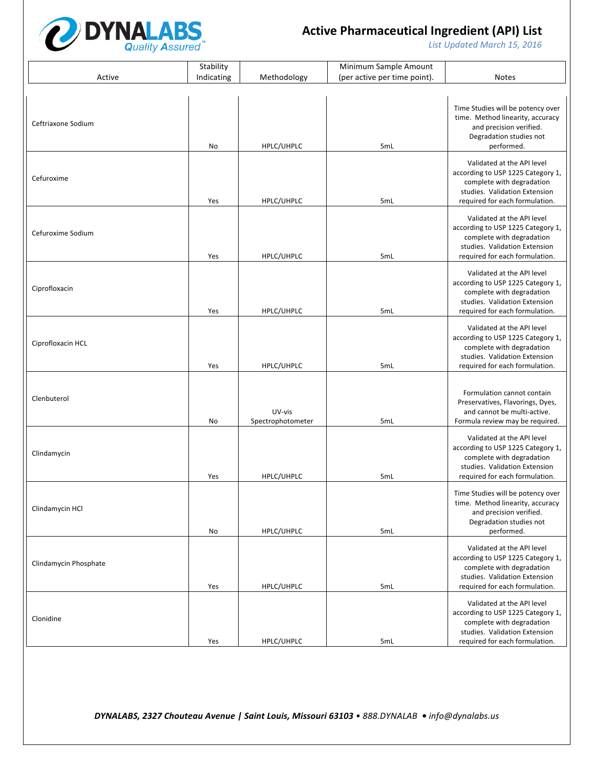# Active Pharmaceutical Ingredient (API) List

*List Updated March 15, 2016*

| Active | Stability Indicating | Methodology | Minimum Sample Amount (per active per time point). | Notes |
|---|---|---|---|---|
| Ceftriaxone Sodium | No | HPLC/UHPLC | 5mL | Time Studies will be potency over time. Method linearity, accuracy and precision verified. Degradation studies not performed. |
| Cefuroxime | Yes | HPLC/UHPLC | 5mL | Validated at the API level according to USP 1225 Category 1, complete with degradation studies. Validation Extension required for each formulation. |
| Cefuroxime Sodium | Yes | HPLC/UHPLC | 5mL | Validated at the API level according to USP 1225 Category 1, complete with degradation studies. Validation Extension required for each formulation. |
| Ciprofloxacin | Yes | HPLC/UHPLC | 5mL | Validated at the API level according to USP 1225 Category 1, complete with degradation studies. Validation Extension required for each formulation. |
| Ciprofloxacin HCL | Yes | HPLC/UHPLC | 5mL | Validated at the API level according to USP 1225 Category 1, complete with degradation studies. Validation Extension required for each formulation. |
| Clenbuterol | No | UV-vis Spectrophotometer | 5mL | Formulation cannot contain Preservatives, Flavorings, Dyes, and cannot be multi-active. Formula review may be required. |
| Clindamycin | Yes | HPLC/UHPLC | 5mL | Validated at the API level according to USP 1225 Category 1, complete with degradation studies. Validation Extension required for each formulation. |
| Clindamycin HCl | No | HPLC/UHPLC | 5mL | Time Studies will be potency over time. Method linearity, accuracy and precision verified. Degradation studies not performed. |
| Clindamycin Phosphate | Yes | HPLC/UHPLC | 5mL | Validated at the API level according to USP 1225 Category 1, complete with degradation studies. Validation Extension required for each formulation. |
| Clonidine | Yes | HPLC/UHPLC | 5mL | Validated at the API level according to USP 1225 Category 1, complete with degradation studies. Validation Extension required for each formulation. |

*DYNALABS, 2327 Chouteau Avenue | Saint Louis, Missouri 63103 • 888.DYNALAB • info@dynalabs.us*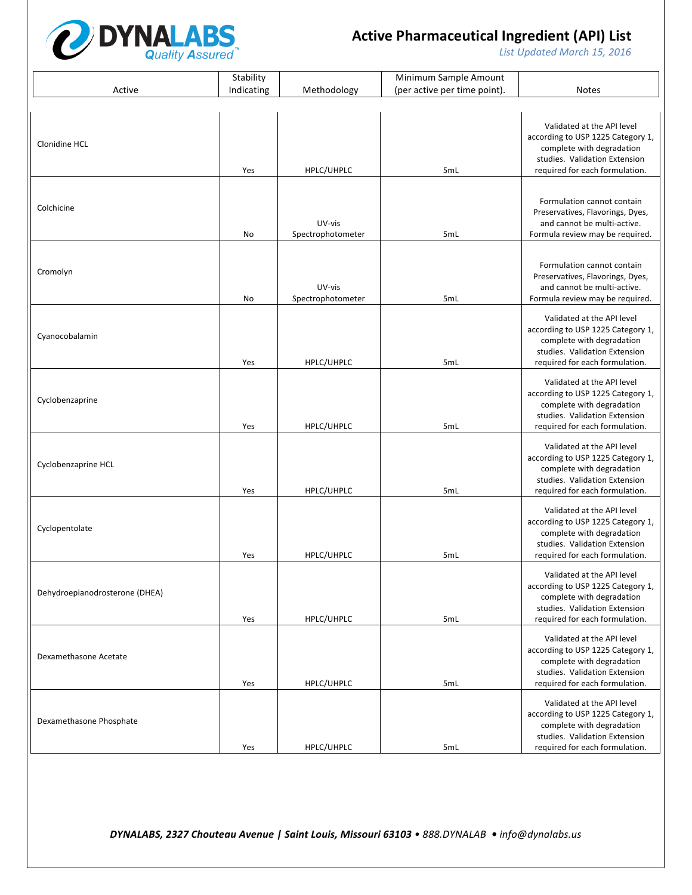# Active Pharmaceutical Ingredient (API) List

*List Updated March 15, 2016*

| Active | Stability Indicating | Methodology | Minimum Sample Amount (per active per time point). | Notes |
|---|---|---|---|---|
| Clonidine HCL | Yes | HPLC/UHPLC | 5mL | Validated at the API level according to USP 1225 Category 1, complete with degradation studies. Validation Extension required for each formulation. |
| Colchicine | No | UV-vis Spectrophotometer | 5mL | Formulation cannot contain Preservatives, Flavorings, Dyes, and cannot be multi-active. Formula review may be required. |
| Cromolyn | No | UV-vis Spectrophotometer | 5mL | Formulation cannot contain Preservatives, Flavorings, Dyes, and cannot be multi-active. Formula review may be required. |
| Cyanocobalamin | Yes | HPLC/UHPLC | 5mL | Validated at the API level according to USP 1225 Category 1, complete with degradation studies. Validation Extension required for each formulation. |
| Cyclobenzaprine | Yes | HPLC/UHPLC | 5mL | Validated at the API level according to USP 1225 Category 1, complete with degradation studies. Validation Extension required for each formulation. |
| Cyclobenzaprine HCL | Yes | HPLC/UHPLC | 5mL | Validated at the API level according to USP 1225 Category 1, complete with degradation studies. Validation Extension required for each formulation. |
| Cyclopentolate | Yes | HPLC/UHPLC | 5mL | Validated at the API level according to USP 1225 Category 1, complete with degradation studies. Validation Extension required for each formulation. |
| Dehydroepianodrosterone (DHEA) | Yes | HPLC/UHPLC | 5mL | Validated at the API level according to USP 1225 Category 1, complete with degradation studies. Validation Extension required for each formulation. |
| Dexamethasone Acetate | Yes | HPLC/UHPLC | 5mL | Validated at the API level according to USP 1225 Category 1, complete with degradation studies. Validation Extension required for each formulation. |
| Dexamethasone Phosphate | Yes | HPLC/UHPLC | 5mL | Validated at the API level according to USP 1225 Category 1, complete with degradation studies. Validation Extension required for each formulation. |

***DYNALABS, 2327 Chouteau Avenue | Saint Louis, Missouri 63103** • 888.DYNALAB • info@dynalabs.us*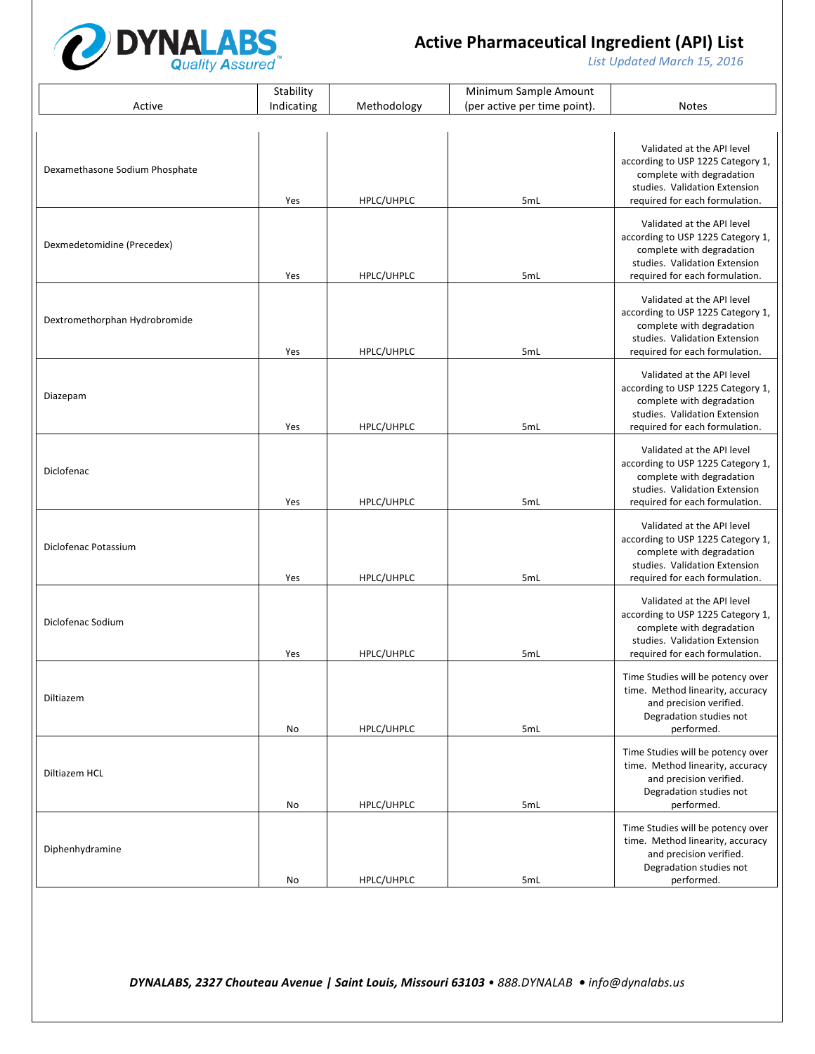# Active Pharmaceutical Ingredient (API) List

*List Updated March 15, 2016*

| Active | Stability Indicating | Methodology | Minimum Sample Amount (per active per time point). | Notes |
|---|---|---|---|---|
| Dexamethasone Sodium Phosphate | Yes | HPLC/UHPLC | 5mL | Validated at the API level according to USP 1225 Category 1, complete with degradation studies. Validation Extension required for each formulation. |
| Dexmedetomidine (Precedex) | Yes | HPLC/UHPLC | 5mL | Validated at the API level according to USP 1225 Category 1, complete with degradation studies. Validation Extension required for each formulation. |
| Dextromethorphan Hydrobromide | Yes | HPLC/UHPLC | 5mL | Validated at the API level according to USP 1225 Category 1, complete with degradation studies. Validation Extension required for each formulation. |
| Diazepam | Yes | HPLC/UHPLC | 5mL | Validated at the API level according to USP 1225 Category 1, complete with degradation studies. Validation Extension required for each formulation. |
| Diclofenac | Yes | HPLC/UHPLC | 5mL | Validated at the API level according to USP 1225 Category 1, complete with degradation studies. Validation Extension required for each formulation. |
| Diclofenac Potassium | Yes | HPLC/UHPLC | 5mL | Validated at the API level according to USP 1225 Category 1, complete with degradation studies. Validation Extension required for each formulation. |
| Diclofenac Sodium | Yes | HPLC/UHPLC | 5mL | Validated at the API level according to USP 1225 Category 1, complete with degradation studies. Validation Extension required for each formulation. |
| Diltiazem | No | HPLC/UHPLC | 5mL | Time Studies will be potency over time. Method linearity, accuracy and precision verified. Degradation studies not performed. |
| Diltiazem HCL | No | HPLC/UHPLC | 5mL | Time Studies will be potency over time. Method linearity, accuracy and precision verified. Degradation studies not performed. |
| Diphenhydramine | No | HPLC/UHPLC | 5mL | Time Studies will be potency over time. Method linearity, accuracy and precision verified. Degradation studies not performed. |

***DYNALABS, 2327 Chouteau Avenue | Saint Louis, Missouri 63103** • 888.DYNALAB • info@dynalabs.us*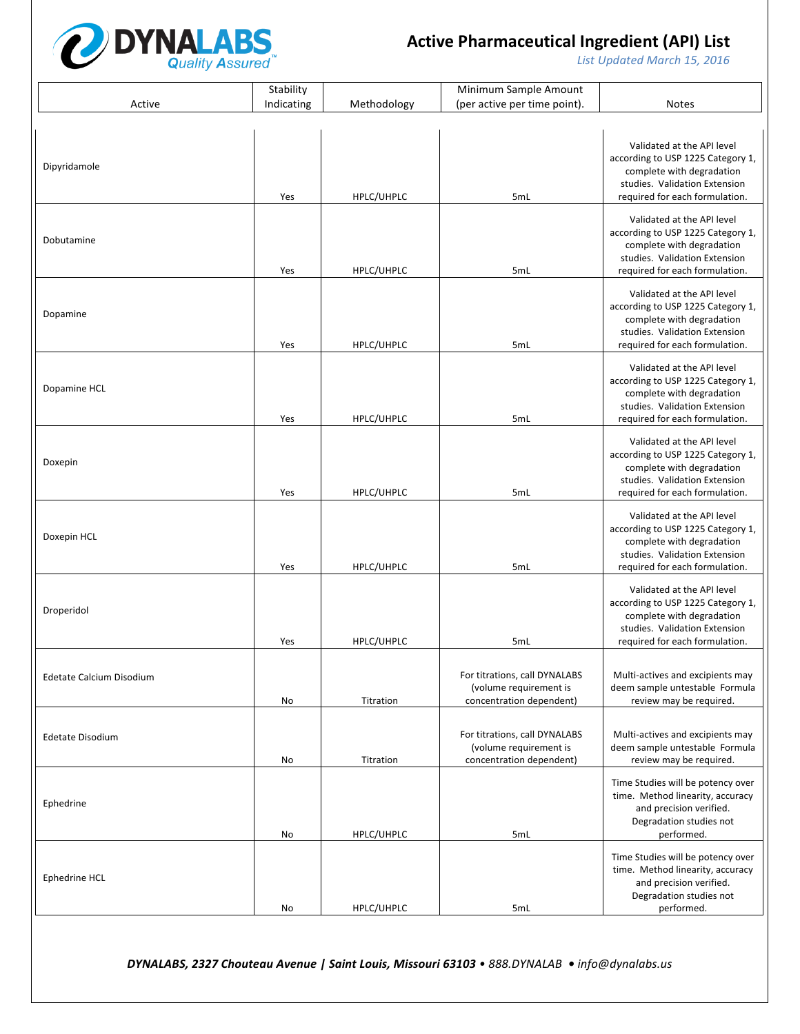# Active Pharmaceutical Ingredient (API) List

*List Updated March 15, 2016*

| Active | Stability Indicating | Methodology | Minimum Sample Amount (per active per time point). | Notes |
|---|---|---|---|---|
| Dipyridamole | Yes | HPLC/UHPLC | 5mL | Validated at the API level according to USP 1225 Category 1, complete with degradation studies. Validation Extension required for each formulation. |
| Dobutamine | Yes | HPLC/UHPLC | 5mL | Validated at the API level according to USP 1225 Category 1, complete with degradation studies. Validation Extension required for each formulation. |
| Dopamine | Yes | HPLC/UHPLC | 5mL | Validated at the API level according to USP 1225 Category 1, complete with degradation studies. Validation Extension required for each formulation. |
| Dopamine HCL | Yes | HPLC/UHPLC | 5mL | Validated at the API level according to USP 1225 Category 1, complete with degradation studies. Validation Extension required for each formulation. |
| Doxepin | Yes | HPLC/UHPLC | 5mL | Validated at the API level according to USP 1225 Category 1, complete with degradation studies. Validation Extension required for each formulation. |
| Doxepin HCL | Yes | HPLC/UHPLC | 5mL | Validated at the API level according to USP 1225 Category 1, complete with degradation studies. Validation Extension required for each formulation. |
| Droperidol | Yes | HPLC/UHPLC | 5mL | Validated at the API level according to USP 1225 Category 1, complete with degradation studies. Validation Extension required for each formulation. |
| Edetate Calcium Disodium | No | Titration | For titrations, call DYNALABS (volume requirement is concentration dependent) | Multi-actives and excipients may deem sample untestable Formula review may be required. |
| Edetate Disodium | No | Titration | For titrations, call DYNALABS (volume requirement is concentration dependent) | Multi-actives and excipients may deem sample untestable Formula review may be required. |
| Ephedrine | No | HPLC/UHPLC | 5mL | Time Studies will be potency over time. Method linearity, accuracy and precision verified. Degradation studies not performed. |
| Ephedrine HCL | No | HPLC/UHPLC | 5mL | Time Studies will be potency over time. Method linearity, accuracy and precision verified. Degradation studies not performed. |

***DYNALABS, 2327 Chouteau Avenue | Saint Louis, Missouri 63103** • 888.DYNALAB • info@dynalabs.us*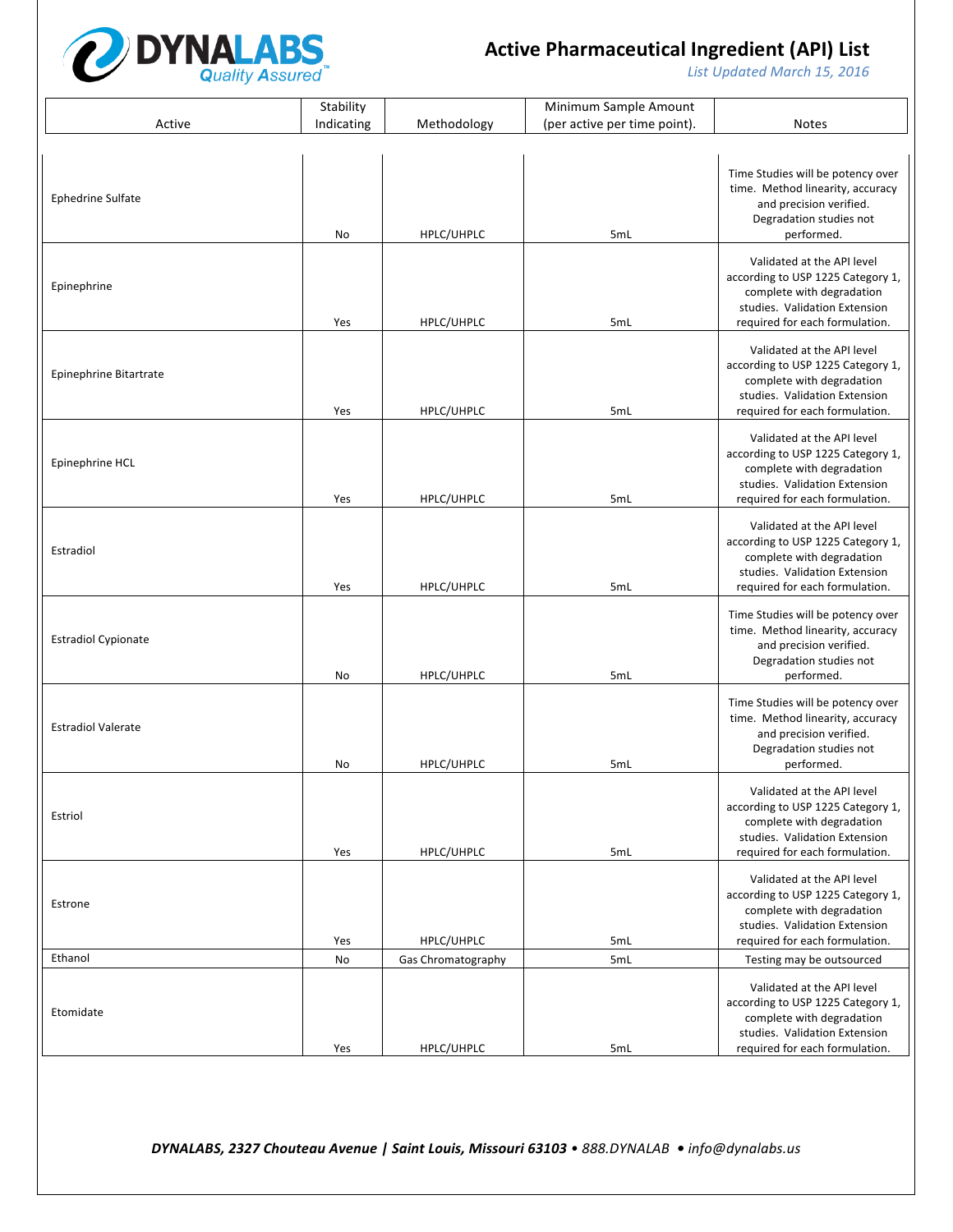# Active Pharmaceutical Ingredient (API) List

*List Updated March 15, 2016*

| Active | Stability Indicating | Methodology | Minimum Sample Amount (per active per time point). | Notes |
|---|---|---|---|---|
| Ephedrine Sulfate | No | HPLC/UHPLC | 5mL | Time Studies will be potency over time. Method linearity, accuracy and precision verified. Degradation studies not performed. |
| Epinephrine | Yes | HPLC/UHPLC | 5mL | Validated at the API level according to USP 1225 Category 1, complete with degradation studies. Validation Extension required for each formulation. |
| Epinephrine Bitartrate | Yes | HPLC/UHPLC | 5mL | Validated at the API level according to USP 1225 Category 1, complete with degradation studies. Validation Extension required for each formulation. |
| Epinephrine HCL | Yes | HPLC/UHPLC | 5mL | Validated at the API level according to USP 1225 Category 1, complete with degradation studies. Validation Extension required for each formulation. |
| Estradiol | Yes | HPLC/UHPLC | 5mL | Validated at the API level according to USP 1225 Category 1, complete with degradation studies. Validation Extension required for each formulation. |
| Estradiol Cypionate | No | HPLC/UHPLC | 5mL | Time Studies will be potency over time. Method linearity, accuracy and precision verified. Degradation studies not performed. |
| Estradiol Valerate | No | HPLC/UHPLC | 5mL | Time Studies will be potency over time. Method linearity, accuracy and precision verified. Degradation studies not performed. |
| Estriol | Yes | HPLC/UHPLC | 5mL | Validated at the API level according to USP 1225 Category 1, complete with degradation studies. Validation Extension required for each formulation. |
| Estrone | Yes | HPLC/UHPLC | 5mL | Validated at the API level according to USP 1225 Category 1, complete with degradation studies. Validation Extension required for each formulation. |
| Ethanol | No | Gas Chromatography | 5mL | Testing may be outsourced |
| Etomidate | Yes | HPLC/UHPLC | 5mL | Validated at the API level according to USP 1225 Category 1, complete with degradation studies. Validation Extension required for each formulation. |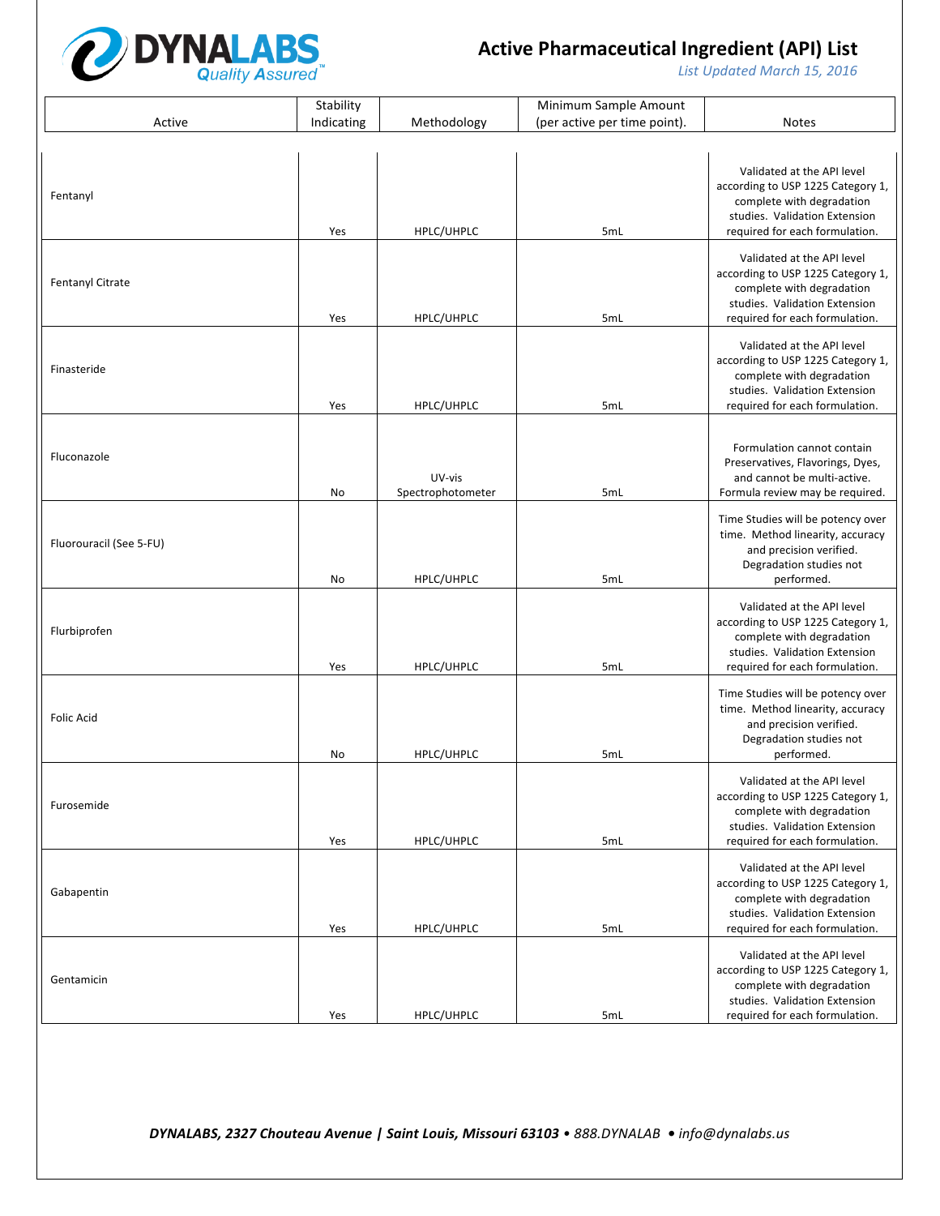# Active Pharmaceutical Ingredient (API) List

*List Updated March 15, 2016*

| Active | Stability Indicating | Methodology | Minimum Sample Amount (per active per time point). | Notes |
|---|---|---|---|---|
| Fentanyl | Yes | HPLC/UHPLC | 5mL | Validated at the API level according to USP 1225 Category 1, complete with degradation studies. Validation Extension required for each formulation. |
| Fentanyl Citrate | Yes | HPLC/UHPLC | 5mL | Validated at the API level according to USP 1225 Category 1, complete with degradation studies. Validation Extension required for each formulation. |
| Finasteride | Yes | HPLC/UHPLC | 5mL | Validated at the API level according to USP 1225 Category 1, complete with degradation studies. Validation Extension required for each formulation. |
| Fluconazole | No | UV-vis Spectrophotometer | 5mL | Formulation cannot contain Preservatives, Flavorings, Dyes, and cannot be multi-active. Formula review may be required. |
| Fluorouracil (See 5-FU) | No | HPLC/UHPLC | 5mL | Time Studies will be potency over time. Method linearity, accuracy and precision verified. Degradation studies not performed. |
| Flurbiprofen | Yes | HPLC/UHPLC | 5mL | Validated at the API level according to USP 1225 Category 1, complete with degradation studies. Validation Extension required for each formulation. |
| Folic Acid | No | HPLC/UHPLC | 5mL | Time Studies will be potency over time. Method linearity, accuracy and precision verified. Degradation studies not performed. |
| Furosemide | Yes | HPLC/UHPLC | 5mL | Validated at the API level according to USP 1225 Category 1, complete with degradation studies. Validation Extension required for each formulation. |
| Gabapentin | Yes | HPLC/UHPLC | 5mL | Validated at the API level according to USP 1225 Category 1, complete with degradation studies. Validation Extension required for each formulation. |
| Gentamicin | Yes | HPLC/UHPLC | 5mL | Validated at the API level according to USP 1225 Category 1, complete with degradation studies. Validation Extension required for each formulation. |

*DYNALABS, 2327 Chouteau Avenue | Saint Louis, Missouri 63103 • 888.DYNALAB • info@dynalabs.us*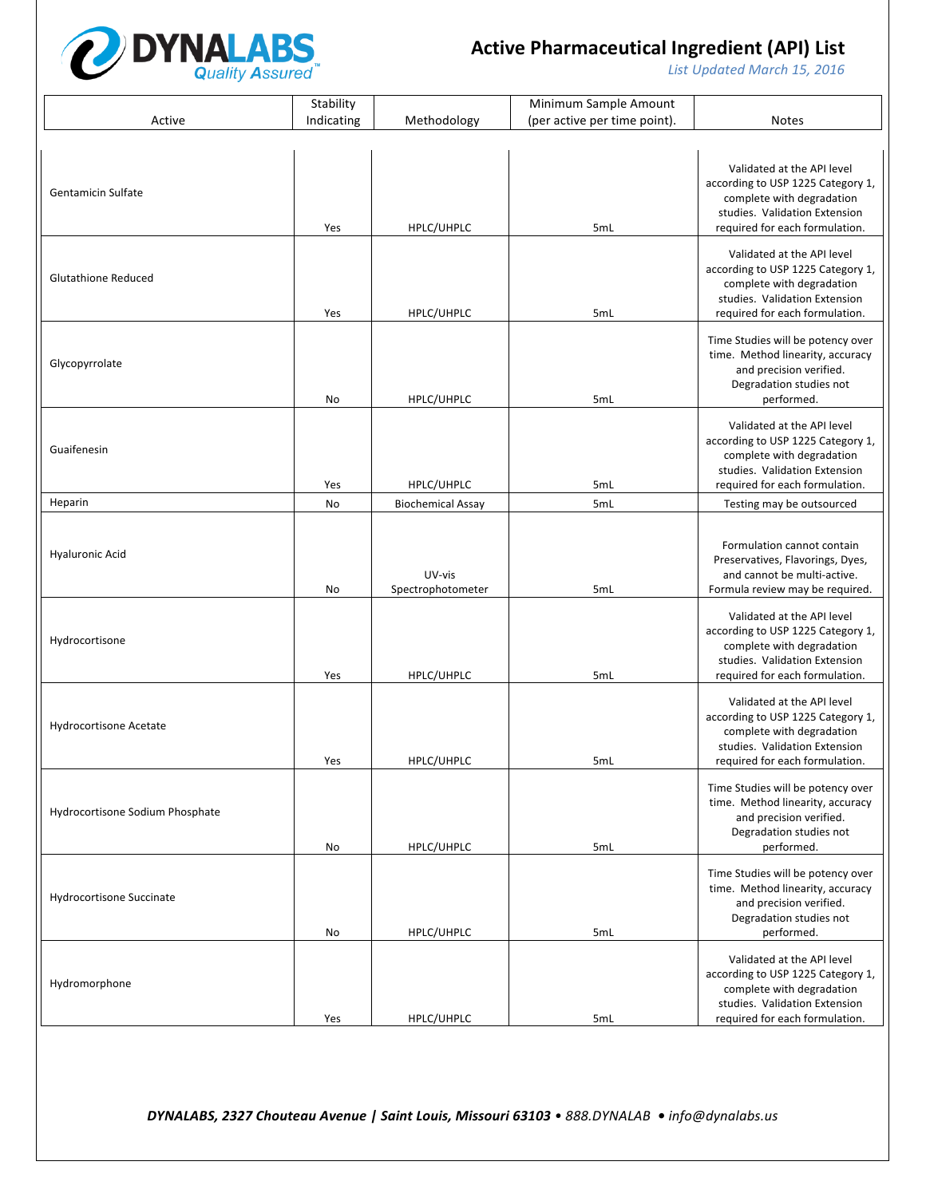# Active Pharmaceutical Ingredient (API) List

*List Updated March 15, 2016*

| Active | Stability Indicating | Methodology | Minimum Sample Amount (per active per time point). | Notes |
|---|---|---|---|---|
| Gentamicin Sulfate | Yes | HPLC/UHPLC | 5mL | Validated at the API level according to USP 1225 Category 1, complete with degradation studies. Validation Extension required for each formulation. |
| Glutathione Reduced | Yes | HPLC/UHPLC | 5mL | Validated at the API level according to USP 1225 Category 1, complete with degradation studies. Validation Extension required for each formulation. |
| Glycopyrrolate | No | HPLC/UHPLC | 5mL | Time Studies will be potency over time. Method linearity, accuracy and precision verified. Degradation studies not performed. |
| Guaifenesin | Yes | HPLC/UHPLC | 5mL | Validated at the API level according to USP 1225 Category 1, complete with degradation studies. Validation Extension required for each formulation. |
| Heparin | No | Biochemical Assay | 5mL | Testing may be outsourced |
| Hyaluronic Acid | No | UV-vis Spectrophotometer | 5mL | Formulation cannot contain Preservatives, Flavorings, Dyes, and cannot be multi-active. Formula review may be required. |
| Hydrocortisone | Yes | HPLC/UHPLC | 5mL | Validated at the API level according to USP 1225 Category 1, complete with degradation studies. Validation Extension required for each formulation. |
| Hydrocortisone Acetate | Yes | HPLC/UHPLC | 5mL | Validated at the API level according to USP 1225 Category 1, complete with degradation studies. Validation Extension required for each formulation. |
| Hydrocortisone Sodium Phosphate | No | HPLC/UHPLC | 5mL | Time Studies will be potency over time. Method linearity, accuracy and precision verified. Degradation studies not performed. |
| Hydrocortisone Succinate | No | HPLC/UHPLC | 5mL | Time Studies will be potency over time. Method linearity, accuracy and precision verified. Degradation studies not performed. |
| Hydromorphone | Yes | HPLC/UHPLC | 5mL | Validated at the API level according to USP 1225 Category 1, complete with degradation studies. Validation Extension required for each formulation. |

***DYNALABS, 2327 Chouteau Avenue | Saint Louis, Missouri 63103** • 888.DYNALAB • info@dynalabs.us*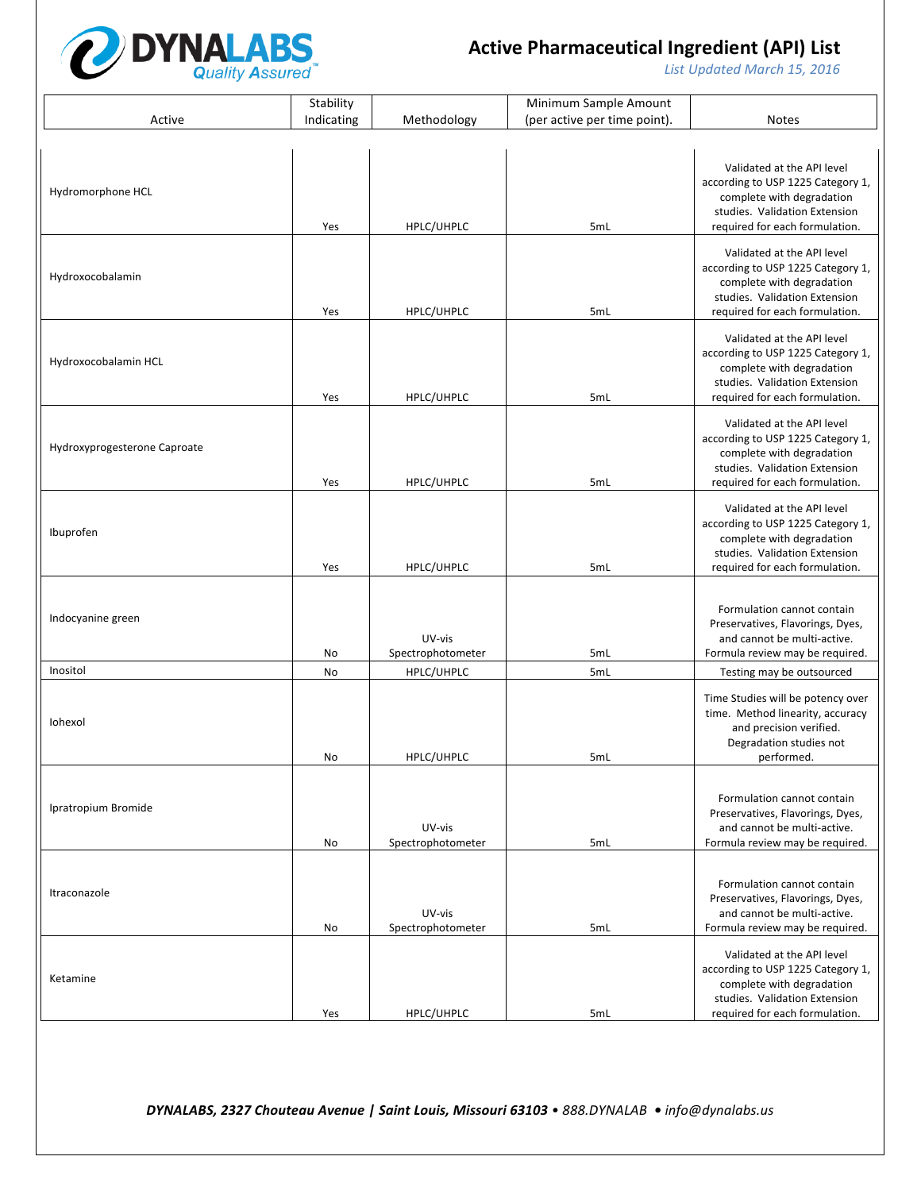# Active Pharmaceutical Ingredient (API) List

*List Updated March 15, 2016*

| Active | Stability Indicating | Methodology | Minimum Sample Amount (per active per time point). | Notes |
|---|---|---|---|---|
| Hydromorphone HCL | Yes | HPLC/UHPLC | 5mL | Validated at the API level according to USP 1225 Category 1, complete with degradation studies. Validation Extension required for each formulation. |
| Hydroxocobalamin | Yes | HPLC/UHPLC | 5mL | Validated at the API level according to USP 1225 Category 1, complete with degradation studies. Validation Extension required for each formulation. |
| Hydroxocobalamin HCL | Yes | HPLC/UHPLC | 5mL | Validated at the API level according to USP 1225 Category 1, complete with degradation studies. Validation Extension required for each formulation. |
| Hydroxyprogesterone Caproate | Yes | HPLC/UHPLC | 5mL | Validated at the API level according to USP 1225 Category 1, complete with degradation studies. Validation Extension required for each formulation. |
| Ibuprofen | Yes | HPLC/UHPLC | 5mL | Validated at the API level according to USP 1225 Category 1, complete with degradation studies. Validation Extension required for each formulation. |
| Indocyanine green | No | UV-vis Spectrophotometer | 5mL | Formulation cannot contain Preservatives, Flavorings, Dyes, and cannot be multi-active. Formula review may be required. |
| Inositol | No | HPLC/UHPLC | 5mL | Testing may be outsourced |
| Iohexol | No | HPLC/UHPLC | 5mL | Time Studies will be potency over time. Method linearity, accuracy and precision verified. Degradation studies not performed. |
| Ipratropium Bromide | No | UV-vis Spectrophotometer | 5mL | Formulation cannot contain Preservatives, Flavorings, Dyes, and cannot be multi-active. Formula review may be required. |
| Itraconazole | No | UV-vis Spectrophotometer | 5mL | Formulation cannot contain Preservatives, Flavorings, Dyes, and cannot be multi-active. Formula review may be required. |
| Ketamine | Yes | HPLC/UHPLC | 5mL | Validated at the API level according to USP 1225 Category 1, complete with degradation studies. Validation Extension required for each formulation. |

***DYNALABS, 2327 Chouteau Avenue | Saint Louis, Missouri 63103** • 888.DYNALAB • info@dynalabs.us*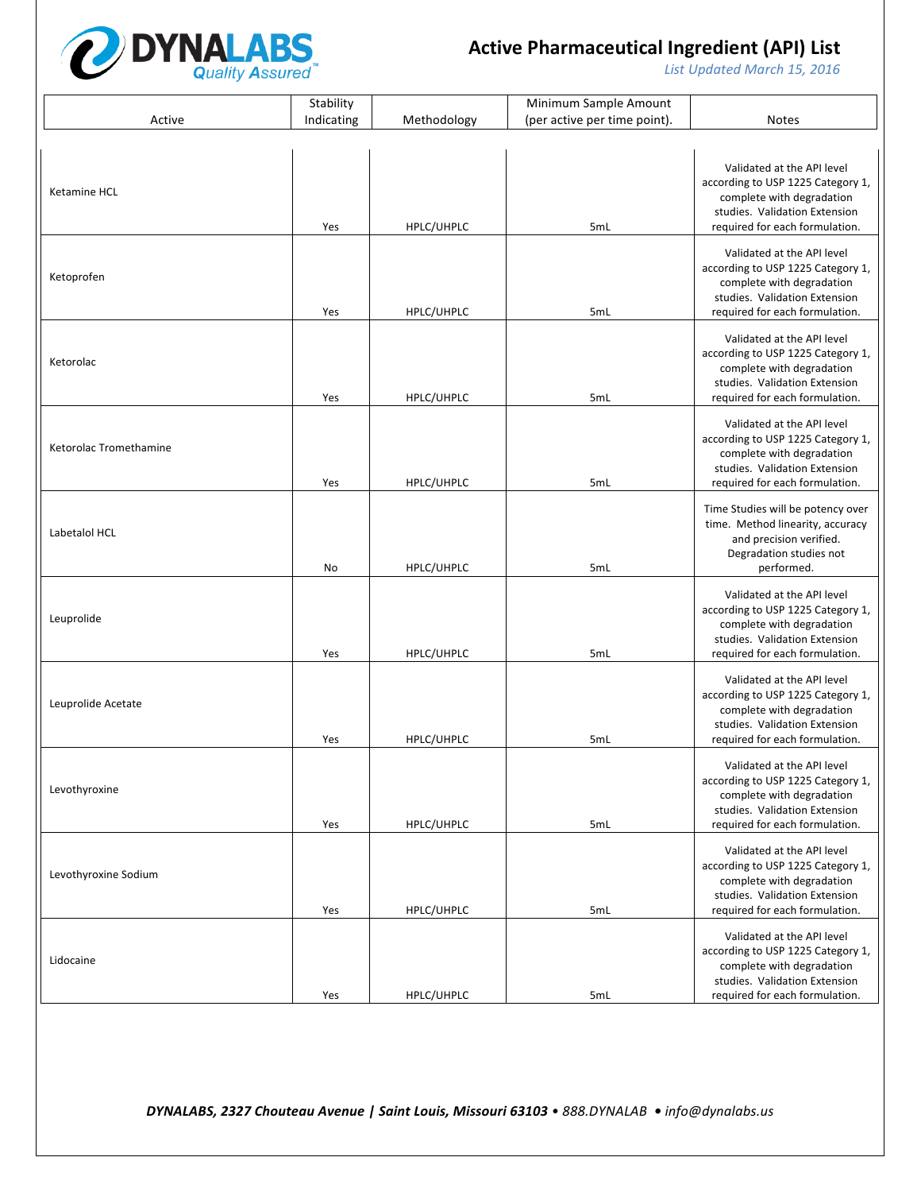# Active Pharmaceutical Ingredient (API) List

*List Updated March 15, 2016*

| Active | Stability Indicating | Methodology | Minimum Sample Amount (per active per time point). | Notes |
|---|---|---|---|---|
| Ketamine HCL | Yes | HPLC/UHPLC | 5mL | Validated at the API level according to USP 1225 Category 1, complete with degradation studies. Validation Extension required for each formulation. |
| Ketoprofen | Yes | HPLC/UHPLC | 5mL | Validated at the API level according to USP 1225 Category 1, complete with degradation studies. Validation Extension required for each formulation. |
| Ketorolac | Yes | HPLC/UHPLC | 5mL | Validated at the API level according to USP 1225 Category 1, complete with degradation studies. Validation Extension required for each formulation. |
| Ketorolac Tromethamine | Yes | HPLC/UHPLC | 5mL | Validated at the API level according to USP 1225 Category 1, complete with degradation studies. Validation Extension required for each formulation. |
| Labetalol HCL | No | HPLC/UHPLC | 5mL | Time Studies will be potency over time. Method linearity, accuracy and precision verified. Degradation studies not performed. |
| Leuprolide | Yes | HPLC/UHPLC | 5mL | Validated at the API level according to USP 1225 Category 1, complete with degradation studies. Validation Extension required for each formulation. |
| Leuprolide Acetate | Yes | HPLC/UHPLC | 5mL | Validated at the API level according to USP 1225 Category 1, complete with degradation studies. Validation Extension required for each formulation. |
| Levothyroxine | Yes | HPLC/UHPLC | 5mL | Validated at the API level according to USP 1225 Category 1, complete with degradation studies. Validation Extension required for each formulation. |
| Levothyroxine Sodium | Yes | HPLC/UHPLC | 5mL | Validated at the API level according to USP 1225 Category 1, complete with degradation studies. Validation Extension required for each formulation. |
| Lidocaine | Yes | HPLC/UHPLC | 5mL | Validated at the API level according to USP 1225 Category 1, complete with degradation studies. Validation Extension required for each formulation. |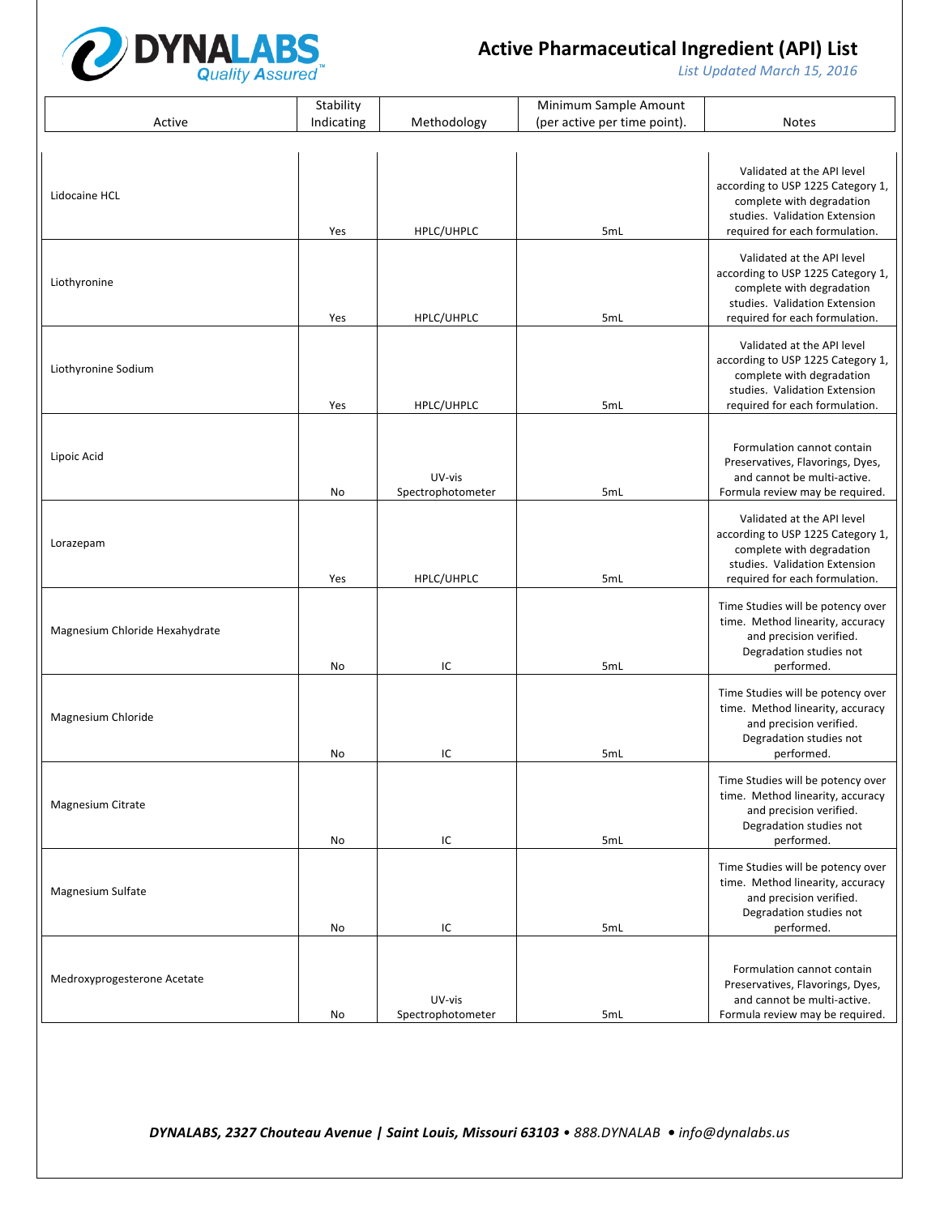# Active Pharmaceutical Ingredient (API) List

*List Updated March 15, 2016*

| Active | Stability Indicating | Methodology | Minimum Sample Amount (per active per time point). | Notes |
|---|---|---|---|---|
| Lidocaine HCL | Yes | HPLC/UHPLC | 5mL | Validated at the API level according to USP 1225 Category 1, complete with degradation studies. Validation Extension required for each formulation. |
| Liothyronine | Yes | HPLC/UHPLC | 5mL | Validated at the API level according to USP 1225 Category 1, complete with degradation studies. Validation Extension required for each formulation. |
| Liothyronine Sodium | Yes | HPLC/UHPLC | 5mL | Validated at the API level according to USP 1225 Category 1, complete with degradation studies. Validation Extension required for each formulation. |
| Lipoic Acid | No | UV-vis Spectrophotometer | 5mL | Formulation cannot contain Preservatives, Flavorings, Dyes, and cannot be multi-active. Formula review may be required. |
| Lorazepam | Yes | HPLC/UHPLC | 5mL | Validated at the API level according to USP 1225 Category 1, complete with degradation studies. Validation Extension required for each formulation. |
| Magnesium Chloride Hexahydrate | No | IC | 5mL | Time Studies will be potency over time. Method linearity, accuracy and precision verified. Degradation studies not performed. |
| Magnesium Chloride | No | IC | 5mL | Time Studies will be potency over time. Method linearity, accuracy and precision verified. Degradation studies not performed. |
| Magnesium Citrate | No | IC | 5mL | Time Studies will be potency over time. Method linearity, accuracy and precision verified. Degradation studies not performed. |
| Magnesium Sulfate | No | IC | 5mL | Time Studies will be potency over time. Method linearity, accuracy and precision verified. Degradation studies not performed. |
| Medroxyprogesterone Acetate | No | UV-vis Spectrophotometer | 5mL | Formulation cannot contain Preservatives, Flavorings, Dyes, and cannot be multi-active. Formula review may be required. |

***DYNALABS, 2327 Chouteau Avenue | Saint Louis, Missouri 63103** • 888.DYNALAB • info@dynalabs.us*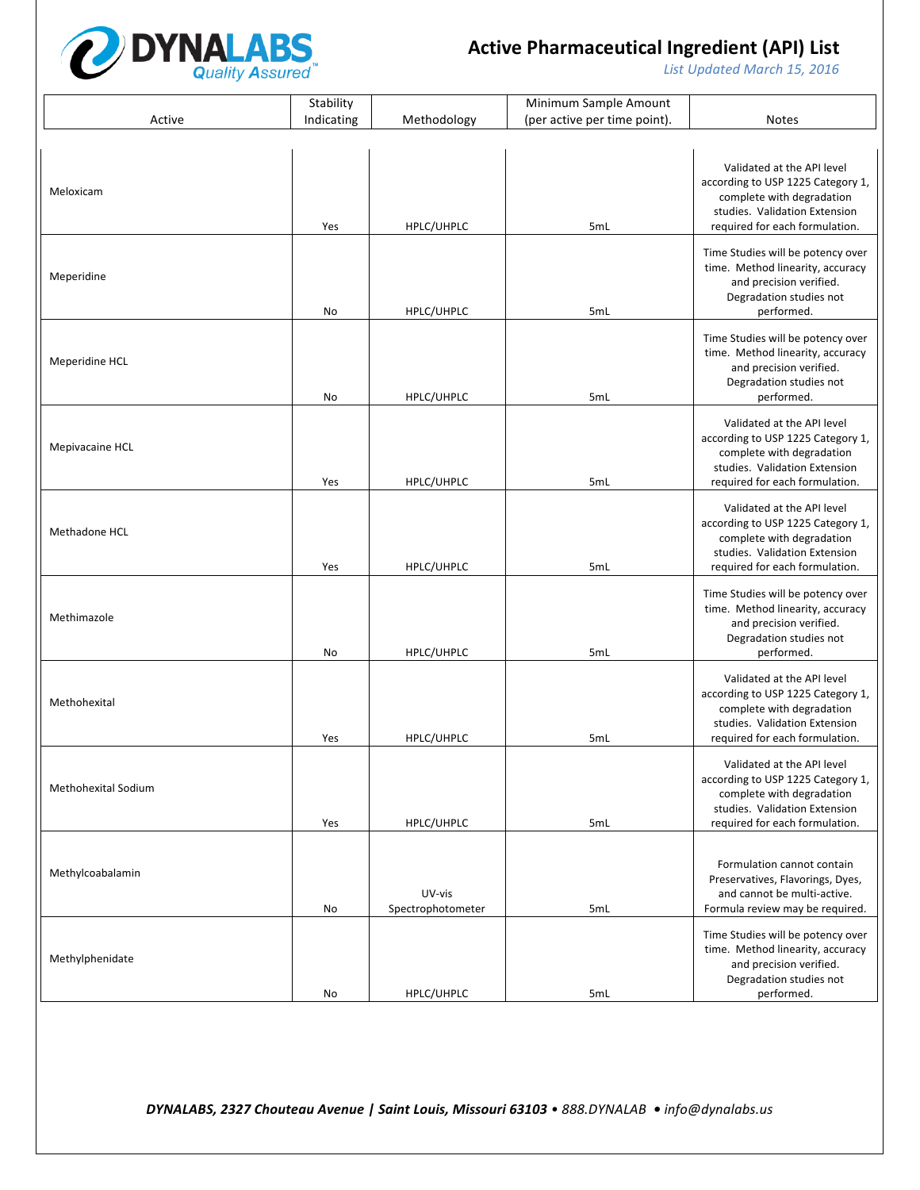# Active Pharmaceutical Ingredient (API) List

*List Updated March 15, 2016*

| Active | Stability Indicating | Methodology | Minimum Sample Amount (per active per time point). | Notes |
|---|---|---|---|---|
| Meloxicam | Yes | HPLC/UHPLC | 5mL | Validated at the API level according to USP 1225 Category 1, complete with degradation studies. Validation Extension required for each formulation. |
| Meperidine | No | HPLC/UHPLC | 5mL | Time Studies will be potency over time. Method linearity, accuracy and precision verified. Degradation studies not performed. |
| Meperidine HCL | No | HPLC/UHPLC | 5mL | Time Studies will be potency over time. Method linearity, accuracy and precision verified. Degradation studies not performed. |
| Mepivacaine HCL | Yes | HPLC/UHPLC | 5mL | Validated at the API level according to USP 1225 Category 1, complete with degradation studies. Validation Extension required for each formulation. |
| Methadone HCL | Yes | HPLC/UHPLC | 5mL | Validated at the API level according to USP 1225 Category 1, complete with degradation studies. Validation Extension required for each formulation. |
| Methimazole | No | HPLC/UHPLC | 5mL | Time Studies will be potency over time. Method linearity, accuracy and precision verified. Degradation studies not performed. |
| Methohexital | Yes | HPLC/UHPLC | 5mL | Validated at the API level according to USP 1225 Category 1, complete with degradation studies. Validation Extension required for each formulation. |
| Methohexital Sodium | Yes | HPLC/UHPLC | 5mL | Validated at the API level according to USP 1225 Category 1, complete with degradation studies. Validation Extension required for each formulation. |
| Methylcoabalamin | No | UV-vis Spectrophotometer | 5mL | Formulation cannot contain Preservatives, Flavorings, Dyes, and cannot be multi-active. Formula review may be required. |
| Methylphenidate | No | HPLC/UHPLC | 5mL | Time Studies will be potency over time. Method linearity, accuracy and precision verified. Degradation studies not performed. |

***DYNALABS, 2327 Chouteau Avenue | Saint Louis, Missouri 63103** • 888.DYNALAB • info@dynalabs.us*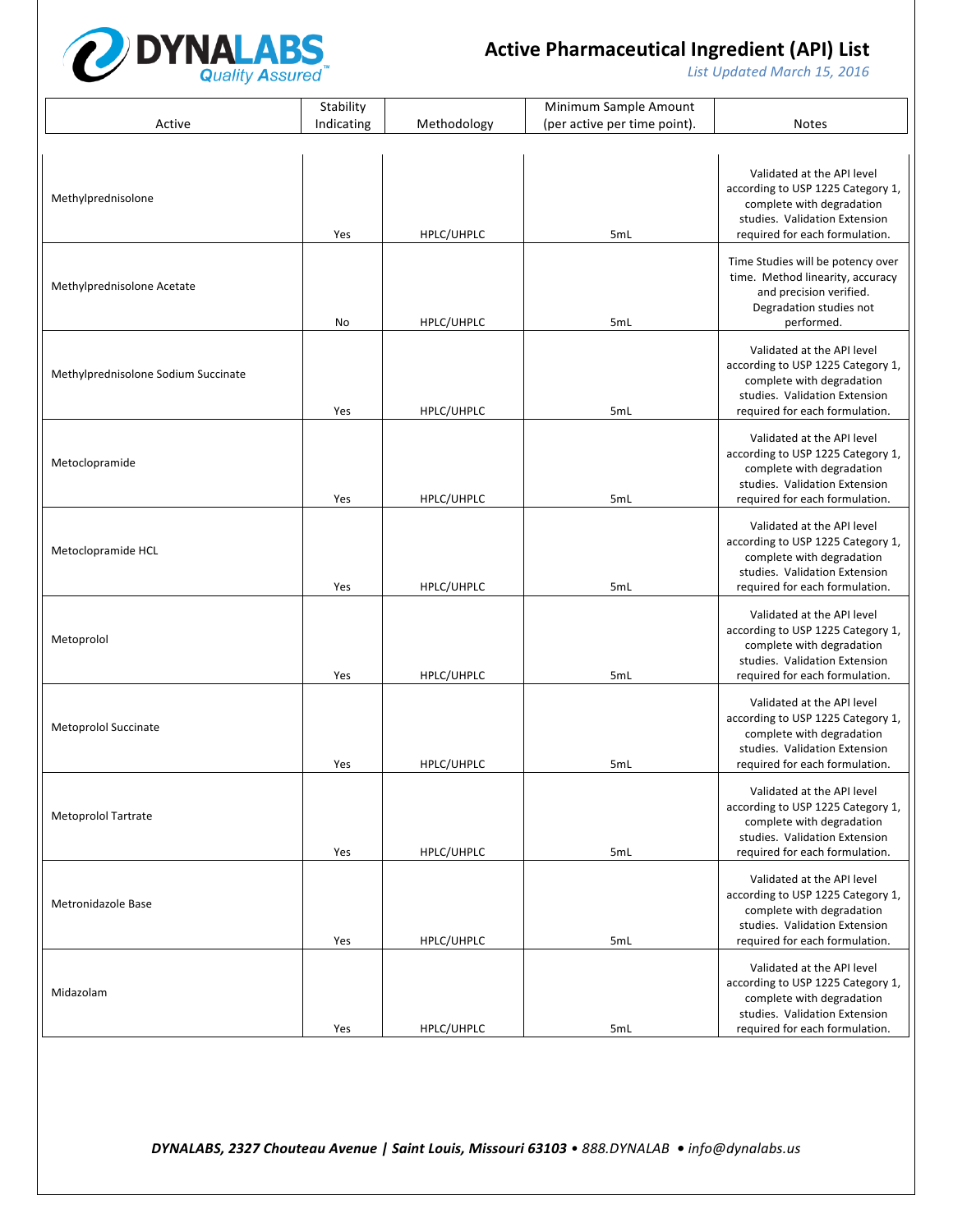# Active Pharmaceutical Ingredient (API) List

*List Updated March 15, 2016*

| Active | Stability Indicating | Methodology | Minimum Sample Amount (per active per time point). | Notes |
|---|---|---|---|---|
| Methylprednisolone | Yes | HPLC/UHPLC | 5mL | Validated at the API level according to USP 1225 Category 1, complete with degradation studies. Validation Extension required for each formulation. |
| Methylprednisolone Acetate | No | HPLC/UHPLC | 5mL | Time Studies will be potency over time. Method linearity, accuracy and precision verified. Degradation studies not performed. |
| Methylprednisolone Sodium Succinate | Yes | HPLC/UHPLC | 5mL | Validated at the API level according to USP 1225 Category 1, complete with degradation studies. Validation Extension required for each formulation. |
| Metoclopramide | Yes | HPLC/UHPLC | 5mL | Validated at the API level according to USP 1225 Category 1, complete with degradation studies. Validation Extension required for each formulation. |
| Metoclopramide HCL | Yes | HPLC/UHPLC | 5mL | Validated at the API level according to USP 1225 Category 1, complete with degradation studies. Validation Extension required for each formulation. |
| Metoprolol | Yes | HPLC/UHPLC | 5mL | Validated at the API level according to USP 1225 Category 1, complete with degradation studies. Validation Extension required for each formulation. |
| Metoprolol Succinate | Yes | HPLC/UHPLC | 5mL | Validated at the API level according to USP 1225 Category 1, complete with degradation studies. Validation Extension required for each formulation. |
| Metoprolol Tartrate | Yes | HPLC/UHPLC | 5mL | Validated at the API level according to USP 1225 Category 1, complete with degradation studies. Validation Extension required for each formulation. |
| Metronidazole Base | Yes | HPLC/UHPLC | 5mL | Validated at the API level according to USP 1225 Category 1, complete with degradation studies. Validation Extension required for each formulation. |
| Midazolam | Yes | HPLC/UHPLC | 5mL | Validated at the API level according to USP 1225 Category 1, complete with degradation studies. Validation Extension required for each formulation. |

***DYNALABS, 2327 Chouteau Avenue | Saint Louis, Missouri 63103** • 888.DYNALAB • info@dynalabs.us*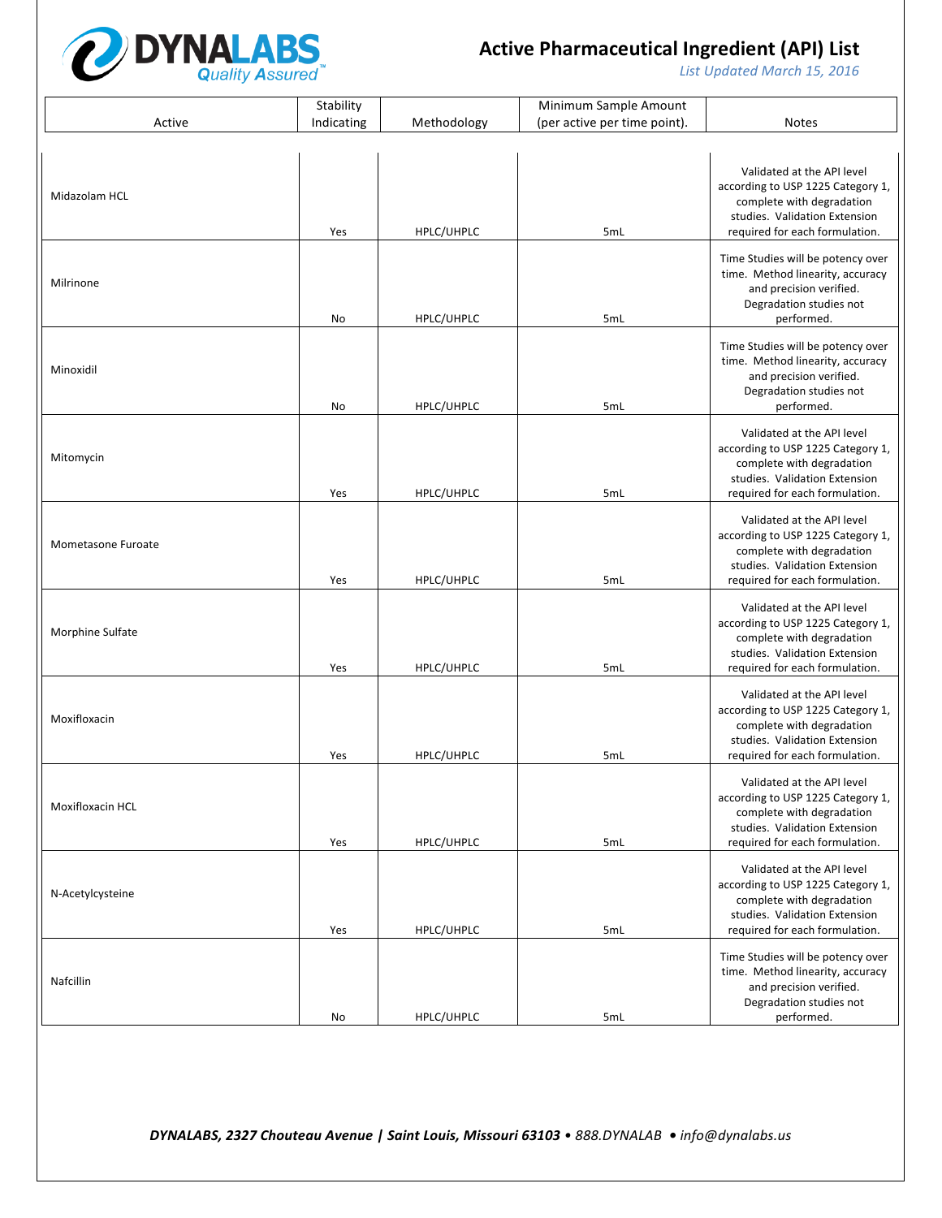# Active Pharmaceutical Ingredient (API) List

*List Updated March 15, 2016*

| Active | Stability Indicating | Methodology | Minimum Sample Amount (per active per time point). | Notes |
|---|---|---|---|---|
| Midazolam HCL | Yes | HPLC/UHPLC | 5mL | Validated at the API level according to USP 1225 Category 1, complete with degradation studies. Validation Extension required for each formulation. |
| Milrinone | No | HPLC/UHPLC | 5mL | Time Studies will be potency over time. Method linearity, accuracy and precision verified. Degradation studies not performed. |
| Minoxidil | No | HPLC/UHPLC | 5mL | Time Studies will be potency over time. Method linearity, accuracy and precision verified. Degradation studies not performed. |
| Mitomycin | Yes | HPLC/UHPLC | 5mL | Validated at the API level according to USP 1225 Category 1, complete with degradation studies. Validation Extension required for each formulation. |
| Mometasone Furoate | Yes | HPLC/UHPLC | 5mL | Validated at the API level according to USP 1225 Category 1, complete with degradation studies. Validation Extension required for each formulation. |
| Morphine Sulfate | Yes | HPLC/UHPLC | 5mL | Validated at the API level according to USP 1225 Category 1, complete with degradation studies. Validation Extension required for each formulation. |
| Moxifloxacin | Yes | HPLC/UHPLC | 5mL | Validated at the API level according to USP 1225 Category 1, complete with degradation studies. Validation Extension required for each formulation. |
| Moxifloxacin HCL | Yes | HPLC/UHPLC | 5mL | Validated at the API level according to USP 1225 Category 1, complete with degradation studies. Validation Extension required for each formulation. |
| N-Acetylcysteine | Yes | HPLC/UHPLC | 5mL | Validated at the API level according to USP 1225 Category 1, complete with degradation studies. Validation Extension required for each formulation. |
| Nafcillin | No | HPLC/UHPLC | 5mL | Time Studies will be potency over time. Method linearity, accuracy and precision verified. Degradation studies not performed. |

***DYNALABS, 2327 Chouteau Avenue | Saint Louis, Missouri 63103** • 888.DYNALAB • info@dynalabs.us*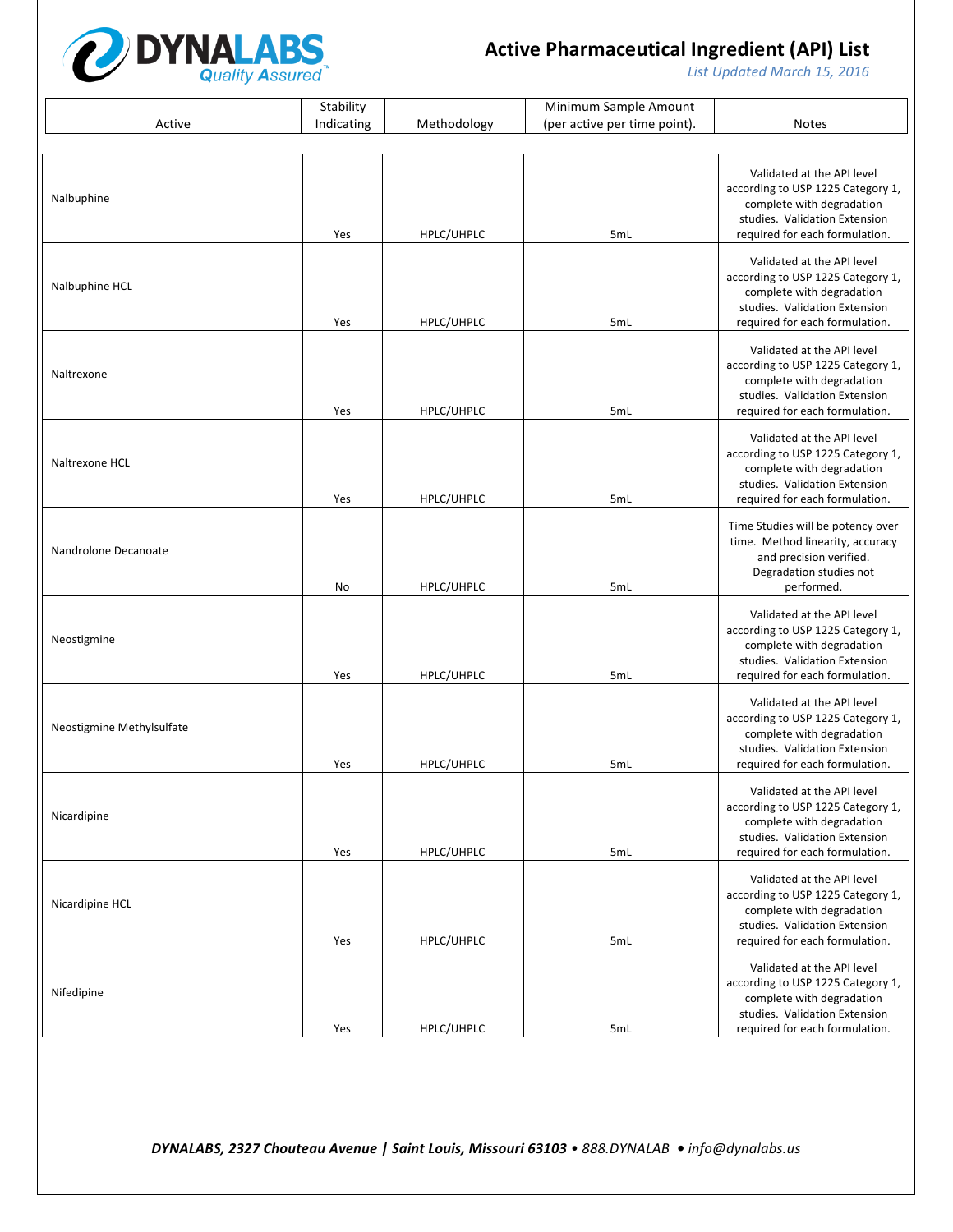# Active Pharmaceutical Ingredient (API) List

*List Updated March 15, 2016*

| Active | Stability Indicating | Methodology | Minimum Sample Amount (per active per time point). | Notes |
|---|---|---|---|---|
| Nalbuphine | Yes | HPLC/UHPLC | 5mL | Validated at the API level according to USP 1225 Category 1, complete with degradation studies. Validation Extension required for each formulation. |
| Nalbuphine HCL | Yes | HPLC/UHPLC | 5mL | Validated at the API level according to USP 1225 Category 1, complete with degradation studies. Validation Extension required for each formulation. |
| Naltrexone | Yes | HPLC/UHPLC | 5mL | Validated at the API level according to USP 1225 Category 1, complete with degradation studies. Validation Extension required for each formulation. |
| Naltrexone HCL | Yes | HPLC/UHPLC | 5mL | Validated at the API level according to USP 1225 Category 1, complete with degradation studies. Validation Extension required for each formulation. |
| Nandrolone Decanoate | No | HPLC/UHPLC | 5mL | Time Studies will be potency over time. Method linearity, accuracy and precision verified. Degradation studies not performed. |
| Neostigmine | Yes | HPLC/UHPLC | 5mL | Validated at the API level according to USP 1225 Category 1, complete with degradation studies. Validation Extension required for each formulation. |
| Neostigmine Methylsulfate | Yes | HPLC/UHPLC | 5mL | Validated at the API level according to USP 1225 Category 1, complete with degradation studies. Validation Extension required for each formulation. |
| Nicardipine | Yes | HPLC/UHPLC | 5mL | Validated at the API level according to USP 1225 Category 1, complete with degradation studies. Validation Extension required for each formulation. |
| Nicardipine HCL | Yes | HPLC/UHPLC | 5mL | Validated at the API level according to USP 1225 Category 1, complete with degradation studies. Validation Extension required for each formulation. |
| Nifedipine | Yes | HPLC/UHPLC | 5mL | Validated at the API level according to USP 1225 Category 1, complete with degradation studies. Validation Extension required for each formulation. |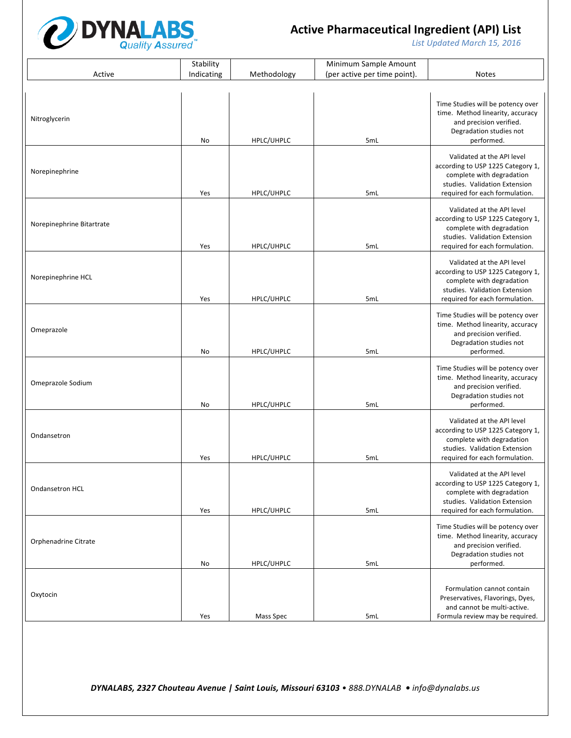# Active Pharmaceutical Ingredient (API) List

*List Updated March 15, 2016*

| Active | Stability Indicating | Methodology | Minimum Sample Amount (per active per time point). | Notes |
|---|---|---|---|---|
| Nitroglycerin | No | HPLC/UHPLC | 5mL | Time Studies will be potency over time. Method linearity, accuracy and precision verified. Degradation studies not performed. |
| Norepinephrine | Yes | HPLC/UHPLC | 5mL | Validated at the API level according to USP 1225 Category 1, complete with degradation studies. Validation Extension required for each formulation. |
| Norepinephrine Bitartrate | Yes | HPLC/UHPLC | 5mL | Validated at the API level according to USP 1225 Category 1, complete with degradation studies. Validation Extension required for each formulation. |
| Norepinephrine HCL | Yes | HPLC/UHPLC | 5mL | Validated at the API level according to USP 1225 Category 1, complete with degradation studies. Validation Extension required for each formulation. |
| Omeprazole | No | HPLC/UHPLC | 5mL | Time Studies will be potency over time. Method linearity, accuracy and precision verified. Degradation studies not performed. |
| Omeprazole Sodium | No | HPLC/UHPLC | 5mL | Time Studies will be potency over time. Method linearity, accuracy and precision verified. Degradation studies not performed. |
| Ondansetron | Yes | HPLC/UHPLC | 5mL | Validated at the API level according to USP 1225 Category 1, complete with degradation studies. Validation Extension required for each formulation. |
| Ondansetron HCL | Yes | HPLC/UHPLC | 5mL | Validated at the API level according to USP 1225 Category 1, complete with degradation studies. Validation Extension required for each formulation. |
| Orphenadrine Citrate | No | HPLC/UHPLC | 5mL | Time Studies will be potency over time. Method linearity, accuracy and precision verified. Degradation studies not performed. |
| Oxytocin | Yes | Mass Spec | 5mL | Formulation cannot contain Preservatives, Flavorings, Dyes, and cannot be multi-active. Formula review may be required. |

*DYNALABS, 2327 Chouteau Avenue | Saint Louis, Missouri 63103 • 888.DYNALAB • info@dynalabs.us*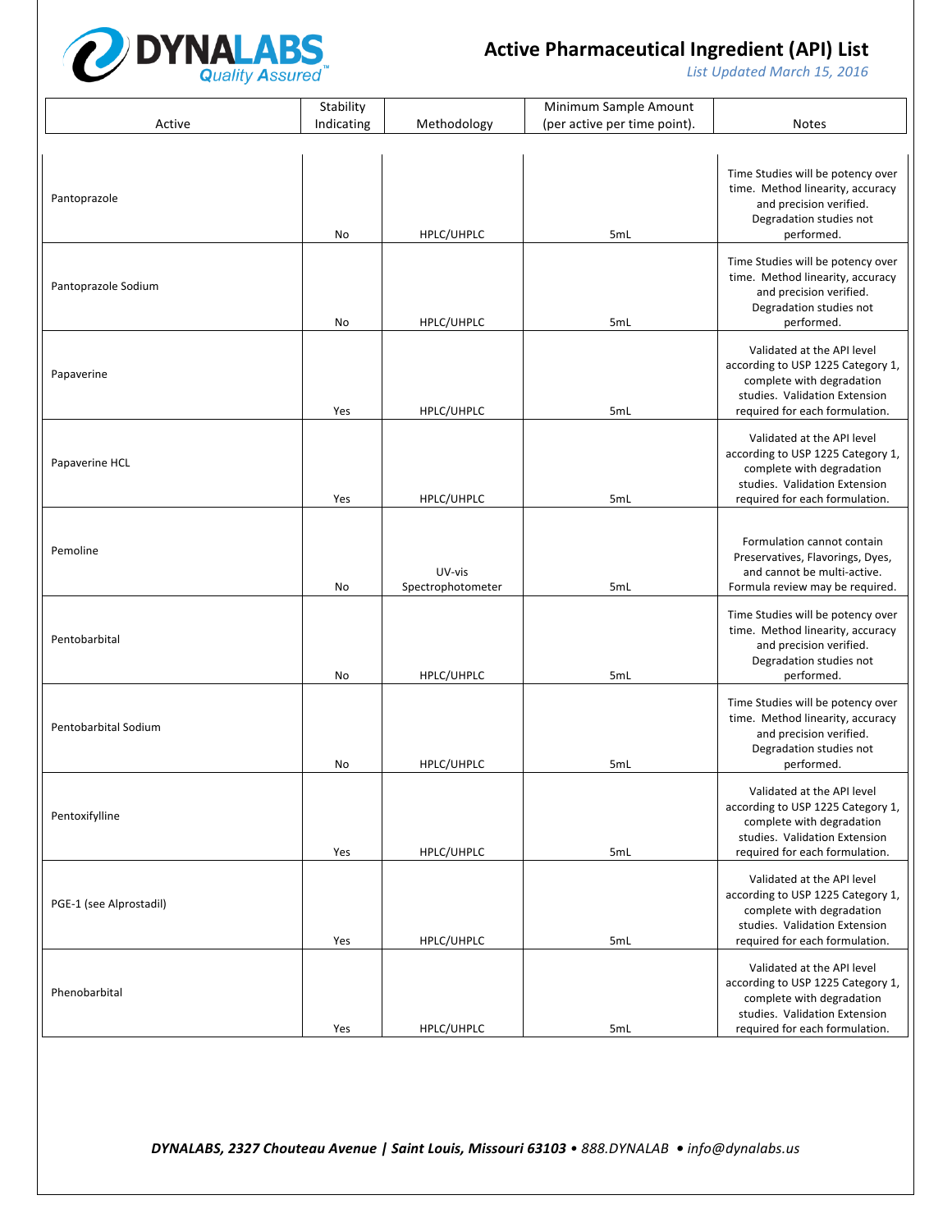# Active Pharmaceutical Ingredient (API) List

*List Updated March 15, 2016*

| Active | Stability Indicating | Methodology | Minimum Sample Amount (per active per time point). | Notes |
|---|---|---|---|---|
| Pantoprazole | No | HPLC/UHPLC | 5mL | Time Studies will be potency over time. Method linearity, accuracy and precision verified. Degradation studies not performed. |
| Pantoprazole Sodium | No | HPLC/UHPLC | 5mL | Time Studies will be potency over time. Method linearity, accuracy and precision verified. Degradation studies not performed. |
| Papaverine | Yes | HPLC/UHPLC | 5mL | Validated at the API level according to USP 1225 Category 1, complete with degradation studies. Validation Extension required for each formulation. |
| Papaverine HCL | Yes | HPLC/UHPLC | 5mL | Validated at the API level according to USP 1225 Category 1, complete with degradation studies. Validation Extension required for each formulation. |
| Pemoline | No | UV-vis Spectrophotometer | 5mL | Formulation cannot contain Preservatives, Flavorings, Dyes, and cannot be multi-active. Formula review may be required. |
| Pentobarbital | No | HPLC/UHPLC | 5mL | Time Studies will be potency over time. Method linearity, accuracy and precision verified. Degradation studies not performed. |
| Pentobarbital Sodium | No | HPLC/UHPLC | 5mL | Time Studies will be potency over time. Method linearity, accuracy and precision verified. Degradation studies not performed. |
| Pentoxifylline | Yes | HPLC/UHPLC | 5mL | Validated at the API level according to USP 1225 Category 1, complete with degradation studies. Validation Extension required for each formulation. |
| PGE-1 (see Alprostadil) | Yes | HPLC/UHPLC | 5mL | Validated at the API level according to USP 1225 Category 1, complete with degradation studies. Validation Extension required for each formulation. |
| Phenobarbital | Yes | HPLC/UHPLC | 5mL | Validated at the API level according to USP 1225 Category 1, complete with degradation studies. Validation Extension required for each formulation. |

***DYNALABS, 2327 Chouteau Avenue | Saint Louis, Missouri 63103** • 888.DYNALAB • info@dynalabs.us*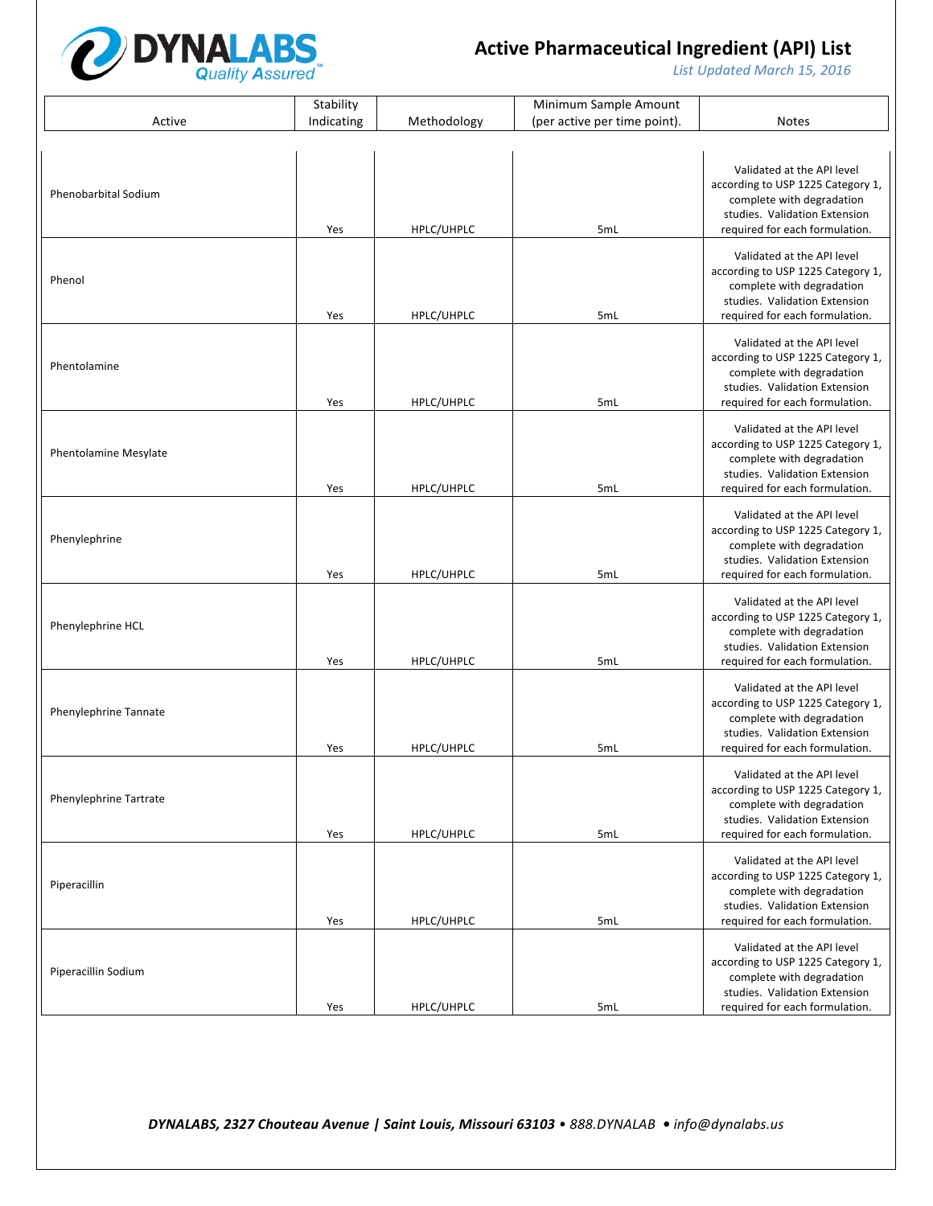# Active Pharmaceutical Ingredient (API) List

*List Updated March 15, 2016*

| Active | Stability Indicating | Methodology | Minimum Sample Amount (per active per time point). | Notes |
|---|---|---|---|---|
| Phenobarbital Sodium | Yes | HPLC/UHPLC | 5mL | Validated at the API level according to USP 1225 Category 1, complete with degradation studies. Validation Extension required for each formulation. |
| Phenol | Yes | HPLC/UHPLC | 5mL | Validated at the API level according to USP 1225 Category 1, complete with degradation studies. Validation Extension required for each formulation. |
| Phentolamine | Yes | HPLC/UHPLC | 5mL | Validated at the API level according to USP 1225 Category 1, complete with degradation studies. Validation Extension required for each formulation. |
| Phentolamine Mesylate | Yes | HPLC/UHPLC | 5mL | Validated at the API level according to USP 1225 Category 1, complete with degradation studies. Validation Extension required for each formulation. |
| Phenylephrine | Yes | HPLC/UHPLC | 5mL | Validated at the API level according to USP 1225 Category 1, complete with degradation studies. Validation Extension required for each formulation. |
| Phenylephrine HCL | Yes | HPLC/UHPLC | 5mL | Validated at the API level according to USP 1225 Category 1, complete with degradation studies. Validation Extension required for each formulation. |
| Phenylephrine Tannate | Yes | HPLC/UHPLC | 5mL | Validated at the API level according to USP 1225 Category 1, complete with degradation studies. Validation Extension required for each formulation. |
| Phenylephrine Tartrate | Yes | HPLC/UHPLC | 5mL | Validated at the API level according to USP 1225 Category 1, complete with degradation studies. Validation Extension required for each formulation. |
| Piperacillin | Yes | HPLC/UHPLC | 5mL | Validated at the API level according to USP 1225 Category 1, complete with degradation studies. Validation Extension required for each formulation. |
| Piperacillin Sodium | Yes | HPLC/UHPLC | 5mL | Validated at the API level according to USP 1225 Category 1, complete with degradation studies. Validation Extension required for each formulation. |

***DYNALABS, 2327 Chouteau Avenue | Saint Louis, Missouri 63103** • 888.DYNALAB • info@dynalabs.us*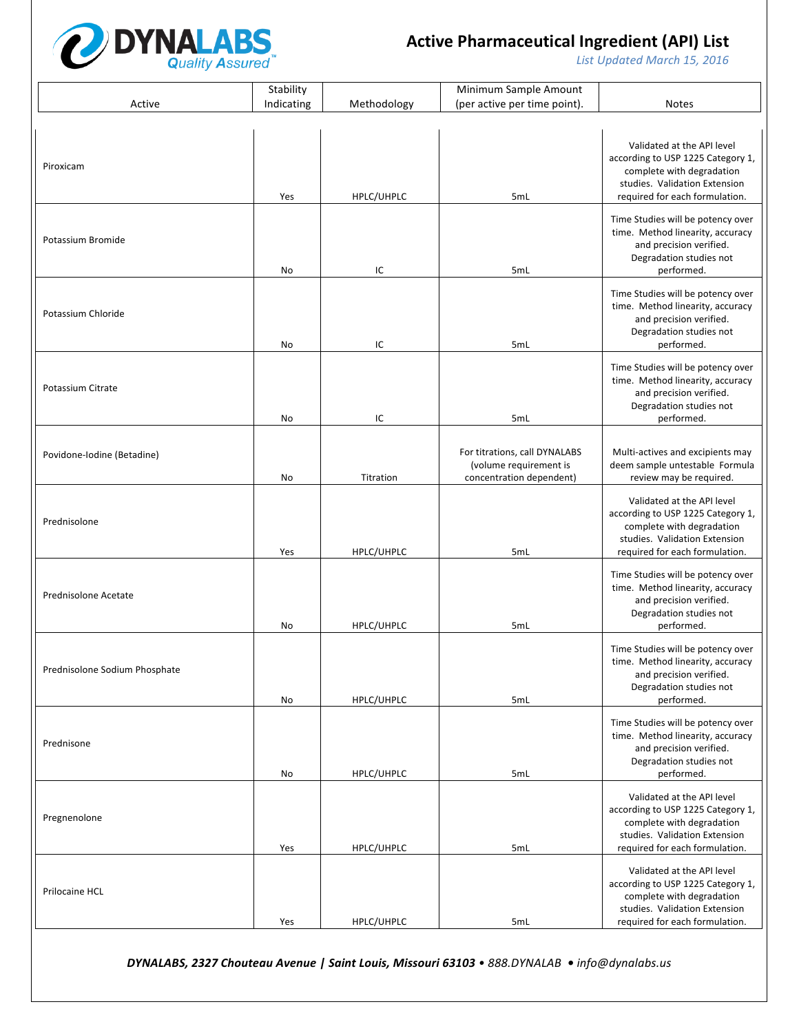# Active Pharmaceutical Ingredient (API) List

*List Updated March 15, 2016*

| Active | Stability Indicating | Methodology | Minimum Sample Amount (per active per time point). | Notes |
|---|---|---|---|---|
| Piroxicam | Yes | HPLC/UHPLC | 5mL | Validated at the API level according to USP 1225 Category 1, complete with degradation studies. Validation Extension required for each formulation. |
| Potassium Bromide | No | IC | 5mL | Time Studies will be potency over time. Method linearity, accuracy and precision verified. Degradation studies not performed. |
| Potassium Chloride | No | IC | 5mL | Time Studies will be potency over time. Method linearity, accuracy and precision verified. Degradation studies not performed. |
| Potassium Citrate | No | IC | 5mL | Time Studies will be potency over time. Method linearity, accuracy and precision verified. Degradation studies not performed. |
| Povidone-Iodine (Betadine) | No | Titration | For titrations, call DYNALABS (volume requirement is concentration dependent) | Multi-actives and excipients may deem sample untestable Formula review may be required. |
| Prednisolone | Yes | HPLC/UHPLC | 5mL | Validated at the API level according to USP 1225 Category 1, complete with degradation studies. Validation Extension required for each formulation. |
| Prednisolone Acetate | No | HPLC/UHPLC | 5mL | Time Studies will be potency over time. Method linearity, accuracy and precision verified. Degradation studies not performed. |
| Prednisolone Sodium Phosphate | No | HPLC/UHPLC | 5mL | Time Studies will be potency over time. Method linearity, accuracy and precision verified. Degradation studies not performed. |
| Prednisone | No | HPLC/UHPLC | 5mL | Time Studies will be potency over time. Method linearity, accuracy and precision verified. Degradation studies not performed. |
| Pregnenolone | Yes | HPLC/UHPLC | 5mL | Validated at the API level according to USP 1225 Category 1, complete with degradation studies. Validation Extension required for each formulation. |
| Prilocaine HCL | Yes | HPLC/UHPLC | 5mL | Validated at the API level according to USP 1225 Category 1, complete with degradation studies. Validation Extension required for each formulation. |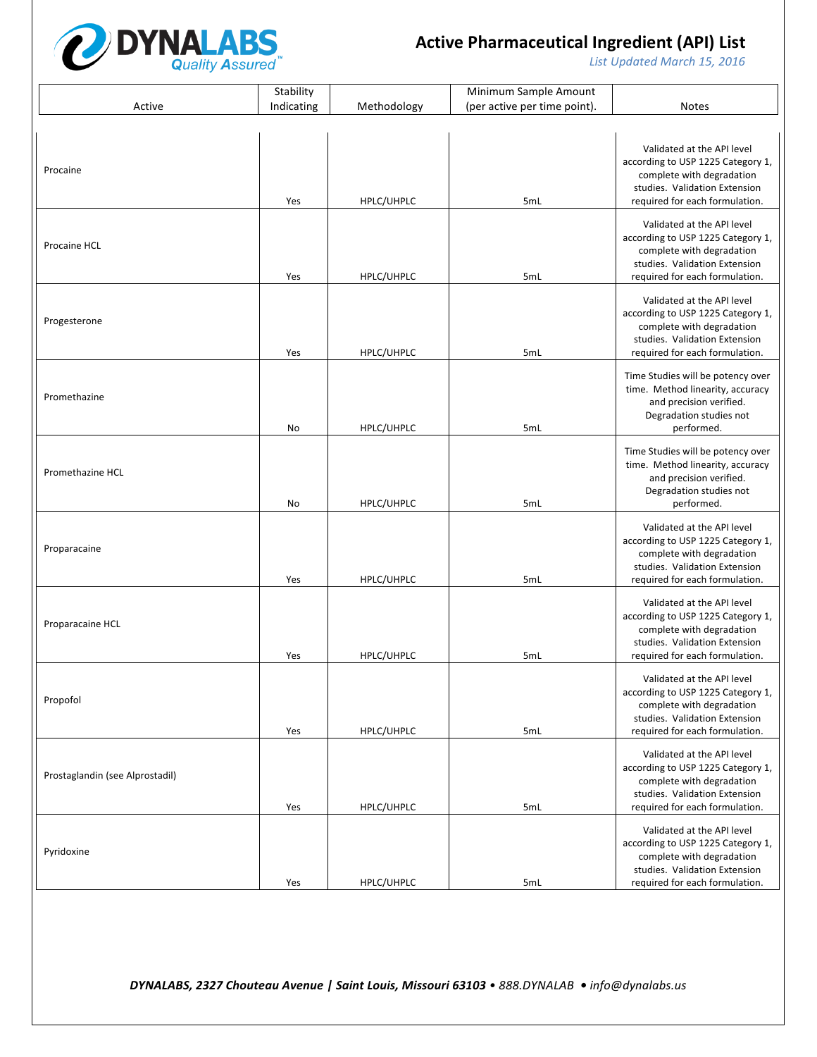# Active Pharmaceutical Ingredient (API) List

*List Updated March 15, 2016*

| Active | Stability Indicating | Methodology | Minimum Sample Amount (per active per time point). | Notes |
|---|---|---|---|---|
| Procaine | Yes | HPLC/UHPLC | 5mL | Validated at the API level according to USP 1225 Category 1, complete with degradation studies. Validation Extension required for each formulation. |
| Procaine HCL | Yes | HPLC/UHPLC | 5mL | Validated at the API level according to USP 1225 Category 1, complete with degradation studies. Validation Extension required for each formulation. |
| Progesterone | Yes | HPLC/UHPLC | 5mL | Validated at the API level according to USP 1225 Category 1, complete with degradation studies. Validation Extension required for each formulation. |
| Promethazine | No | HPLC/UHPLC | 5mL | Time Studies will be potency over time. Method linearity, accuracy and precision verified. Degradation studies not performed. |
| Promethazine HCL | No | HPLC/UHPLC | 5mL | Time Studies will be potency over time. Method linearity, accuracy and precision verified. Degradation studies not performed. |
| Proparacaine | Yes | HPLC/UHPLC | 5mL | Validated at the API level according to USP 1225 Category 1, complete with degradation studies. Validation Extension required for each formulation. |
| Proparacaine HCL | Yes | HPLC/UHPLC | 5mL | Validated at the API level according to USP 1225 Category 1, complete with degradation studies. Validation Extension required for each formulation. |
| Propofol | Yes | HPLC/UHPLC | 5mL | Validated at the API level according to USP 1225 Category 1, complete with degradation studies. Validation Extension required for each formulation. |
| Prostaglandin (see Alprostadil) | Yes | HPLC/UHPLC | 5mL | Validated at the API level according to USP 1225 Category 1, complete with degradation studies. Validation Extension required for each formulation. |
| Pyridoxine | Yes | HPLC/UHPLC | 5mL | Validated at the API level according to USP 1225 Category 1, complete with degradation studies. Validation Extension required for each formulation. |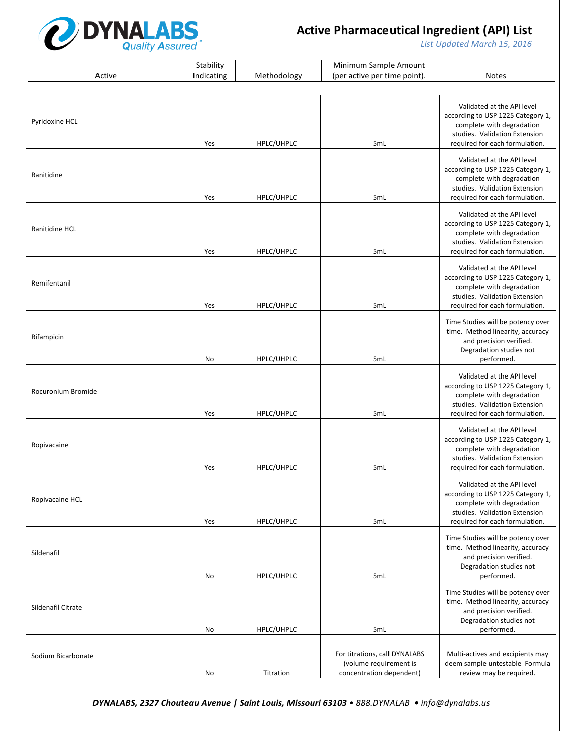# Active Pharmaceutical Ingredient (API) List

*List Updated March 15, 2016*

| Active | Stability Indicating | Methodology | Minimum Sample Amount (per active per time point). | Notes |
|---|---|---|---|---|
| Pyridoxine HCL | Yes | HPLC/UHPLC | 5mL | Validated at the API level according to USP 1225 Category 1, complete with degradation studies. Validation Extension required for each formulation. |
| Ranitidine | Yes | HPLC/UHPLC | 5mL | Validated at the API level according to USP 1225 Category 1, complete with degradation studies. Validation Extension required for each formulation. |
| Ranitidine HCL | Yes | HPLC/UHPLC | 5mL | Validated at the API level according to USP 1225 Category 1, complete with degradation studies. Validation Extension required for each formulation. |
| Remifentanil | Yes | HPLC/UHPLC | 5mL | Validated at the API level according to USP 1225 Category 1, complete with degradation studies. Validation Extension required for each formulation. |
| Rifampicin | No | HPLC/UHPLC | 5mL | Time Studies will be potency over time. Method linearity, accuracy and precision verified. Degradation studies not performed. |
| Rocuronium Bromide | Yes | HPLC/UHPLC | 5mL | Validated at the API level according to USP 1225 Category 1, complete with degradation studies. Validation Extension required for each formulation. |
| Ropivacaine | Yes | HPLC/UHPLC | 5mL | Validated at the API level according to USP 1225 Category 1, complete with degradation studies. Validation Extension required for each formulation. |
| Ropivacaine HCL | Yes | HPLC/UHPLC | 5mL | Validated at the API level according to USP 1225 Category 1, complete with degradation studies. Validation Extension required for each formulation. |
| Sildenafil | No | HPLC/UHPLC | 5mL | Time Studies will be potency over time. Method linearity, accuracy and precision verified. Degradation studies not performed. |
| Sildenafil Citrate | No | HPLC/UHPLC | 5mL | Time Studies will be potency over time. Method linearity, accuracy and precision verified. Degradation studies not performed. |
| Sodium Bicarbonate | No | Titration | For titrations, call DYNALABS (volume requirement is concentration dependent) | Multi-actives and excipients may deem sample untestable Formula review may be required. |

***DYNALABS, 2327 Chouteau Avenue | Saint Louis, Missouri 63103** • 888.DYNALAB • info@dynalabs.us*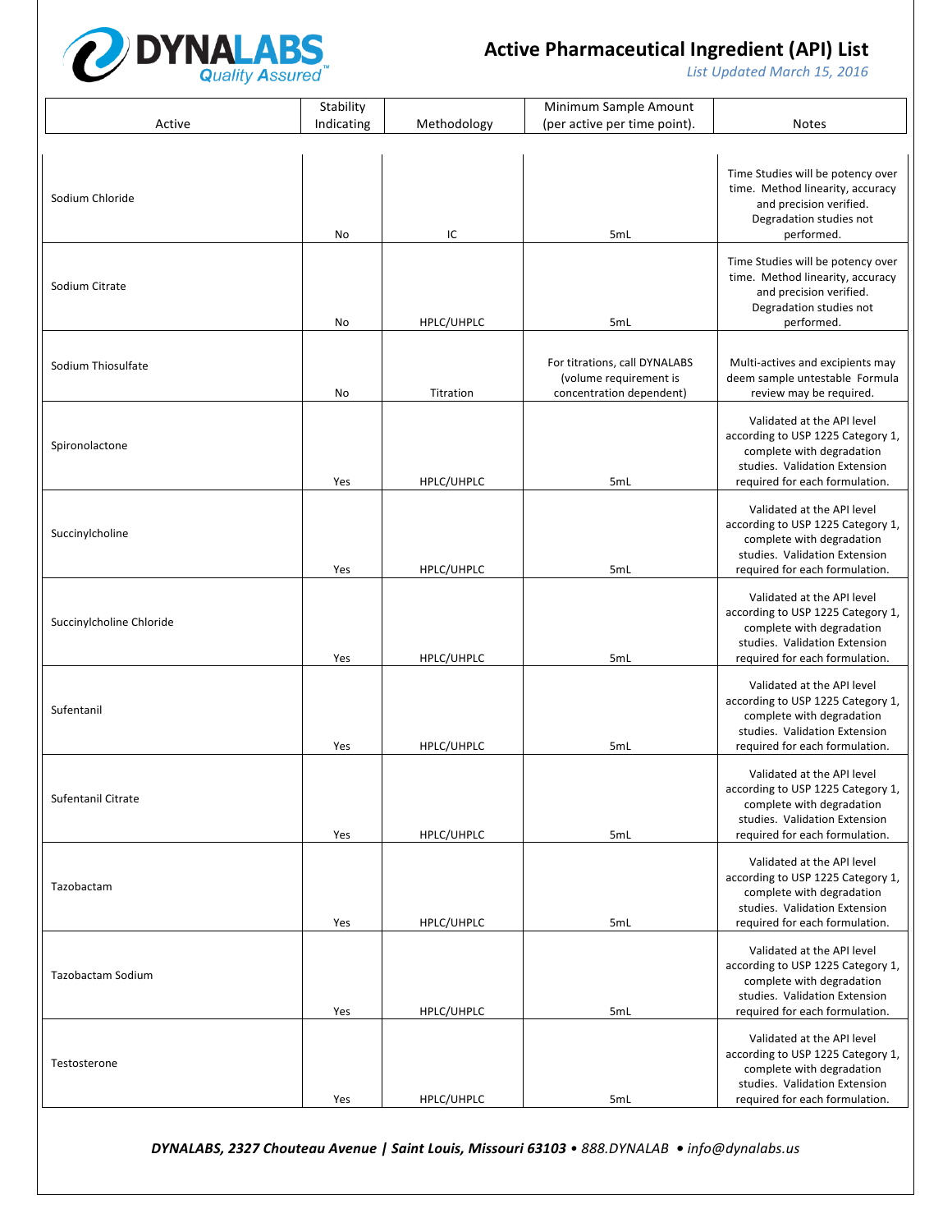# Active Pharmaceutical Ingredient (API) List

*List Updated March 15, 2016*

| Active | Stability Indicating | Methodology | Minimum Sample Amount (per active per time point). | Notes |
|---|---|---|---|---|
| Sodium Chloride | No | IC | 5mL | Time Studies will be potency over time. Method linearity, accuracy and precision verified. Degradation studies not performed. |
| Sodium Citrate | No | HPLC/UHPLC | 5mL | Time Studies will be potency over time. Method linearity, accuracy and precision verified. Degradation studies not performed. |
| Sodium Thiosulfate | No | Titration | For titrations, call DYNALABS (volume requirement is concentration dependent) | Multi-actives and excipients may deem sample untestable Formula review may be required. |
| Spironolactone | Yes | HPLC/UHPLC | 5mL | Validated at the API level according to USP 1225 Category 1, complete with degradation studies. Validation Extension required for each formulation. |
| Succinylcholine | Yes | HPLC/UHPLC | 5mL | Validated at the API level according to USP 1225 Category 1, complete with degradation studies. Validation Extension required for each formulation. |
| Succinylcholine Chloride | Yes | HPLC/UHPLC | 5mL | Validated at the API level according to USP 1225 Category 1, complete with degradation studies. Validation Extension required for each formulation. |
| Sufentanil | Yes | HPLC/UHPLC | 5mL | Validated at the API level according to USP 1225 Category 1, complete with degradation studies. Validation Extension required for each formulation. |
| Sufentanil Citrate | Yes | HPLC/UHPLC | 5mL | Validated at the API level according to USP 1225 Category 1, complete with degradation studies. Validation Extension required for each formulation. |
| Tazobactam | Yes | HPLC/UHPLC | 5mL | Validated at the API level according to USP 1225 Category 1, complete with degradation studies. Validation Extension required for each formulation. |
| Tazobactam Sodium | Yes | HPLC/UHPLC | 5mL | Validated at the API level according to USP 1225 Category 1, complete with degradation studies. Validation Extension required for each formulation. |
| Testosterone | Yes | HPLC/UHPLC | 5mL | Validated at the API level according to USP 1225 Category 1, complete with degradation studies. Validation Extension required for each formulation. |

***DYNALABS, 2327 Chouteau Avenue | Saint Louis, Missouri 63103** • 888.DYNALAB • info@dynalabs.us*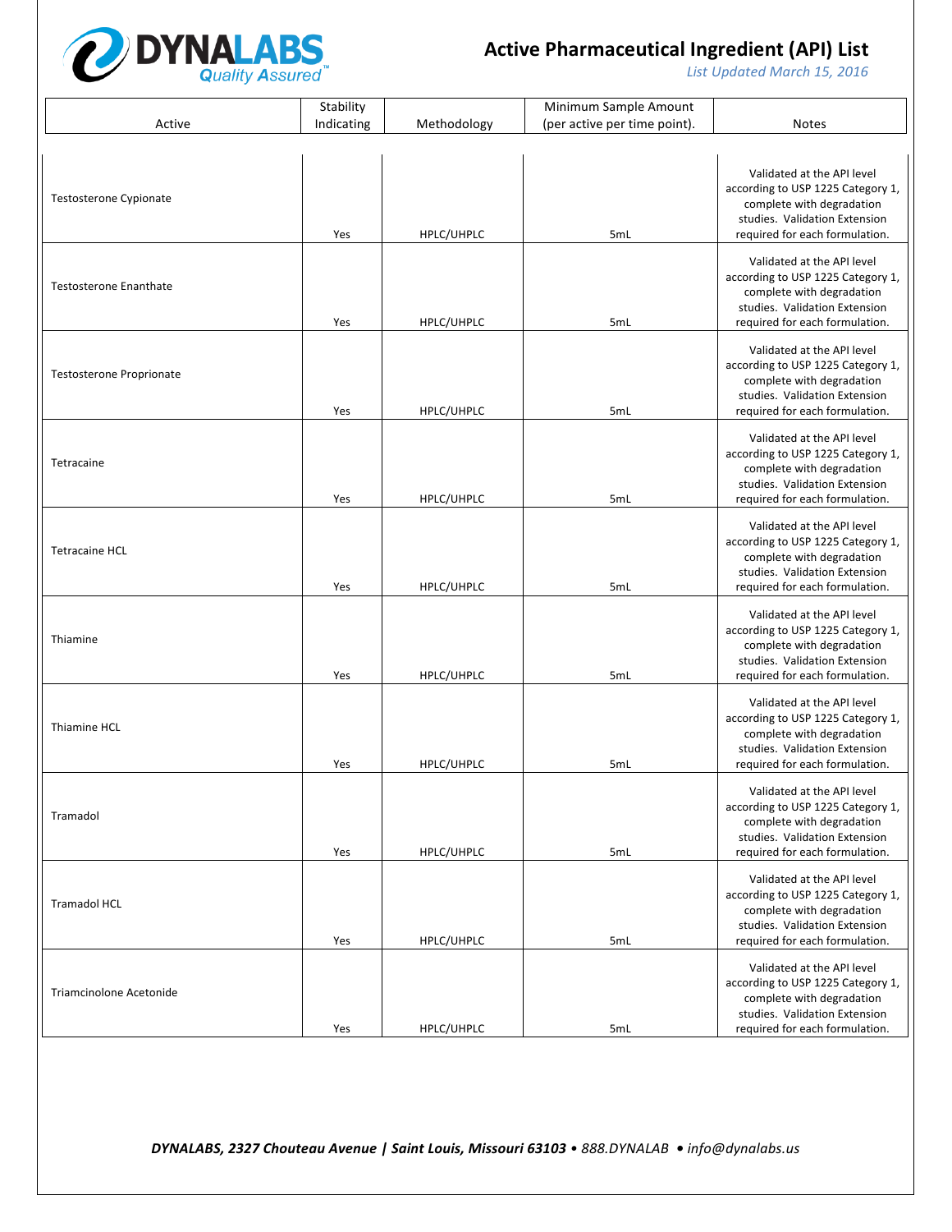# Active Pharmaceutical Ingredient (API) List

*List Updated March 15, 2016*

| Active | Stability Indicating | Methodology | Minimum Sample Amount (per active per time point). | Notes |
|---|---|---|---|---|
| Testosterone Cypionate | Yes | HPLC/UHPLC | 5mL | Validated at the API level according to USP 1225 Category 1, complete with degradation studies. Validation Extension required for each formulation. |
| Testosterone Enanthate | Yes | HPLC/UHPLC | 5mL | Validated at the API level according to USP 1225 Category 1, complete with degradation studies. Validation Extension required for each formulation. |
| Testosterone Proprionate | Yes | HPLC/UHPLC | 5mL | Validated at the API level according to USP 1225 Category 1, complete with degradation studies. Validation Extension required for each formulation. |
| Tetracaine | Yes | HPLC/UHPLC | 5mL | Validated at the API level according to USP 1225 Category 1, complete with degradation studies. Validation Extension required for each formulation. |
| Tetracaine HCL | Yes | HPLC/UHPLC | 5mL | Validated at the API level according to USP 1225 Category 1, complete with degradation studies. Validation Extension required for each formulation. |
| Thiamine | Yes | HPLC/UHPLC | 5mL | Validated at the API level according to USP 1225 Category 1, complete with degradation studies. Validation Extension required for each formulation. |
| Thiamine HCL | Yes | HPLC/UHPLC | 5mL | Validated at the API level according to USP 1225 Category 1, complete with degradation studies. Validation Extension required for each formulation. |
| Tramadol | Yes | HPLC/UHPLC | 5mL | Validated at the API level according to USP 1225 Category 1, complete with degradation studies. Validation Extension required for each formulation. |
| Tramadol HCL | Yes | HPLC/UHPLC | 5mL | Validated at the API level according to USP 1225 Category 1, complete with degradation studies. Validation Extension required for each formulation. |
| Triamcinolone Acetonide | Yes | HPLC/UHPLC | 5mL | Validated at the API level according to USP 1225 Category 1, complete with degradation studies. Validation Extension required for each formulation. |

***DYNALABS, 2327 Chouteau Avenue | Saint Louis, Missouri 63103*** *• 888.DYNALAB • info@dynalabs.us*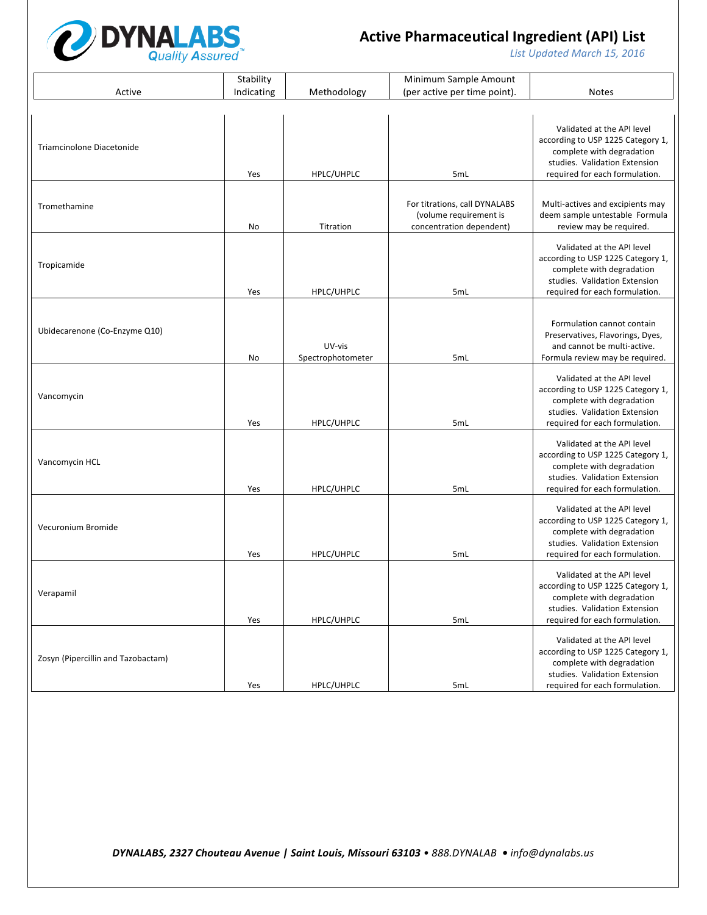| Active | Stability Indicating | Methodology | Minimum Sample Amount (per active per time point). | Notes |
|---|---|---|---|---|
| Triamcinolone Diacetonide | Yes | HPLC/UHPLC | 5mL | Validated at the API level according to USP 1225 Category 1, complete with degradation studies. Validation Extension required for each formulation. |
| Tromethamine | No | Titration | For titrations, call DYNALABS (volume requirement is concentration dependent) | Multi-actives and excipients may deem sample untestable Formula review may be required. |
| Tropicamide | Yes | HPLC/UHPLC | 5mL | Validated at the API level according to USP 1225 Category 1, complete with degradation studies. Validation Extension required for each formulation. |
| Ubidecarenone (Co-Enzyme Q10) | No | UV-vis Spectrophotometer | 5mL | Formulation cannot contain Preservatives, Flavorings, Dyes, and cannot be multi-active. Formula review may be required. |
| Vancomycin | Yes | HPLC/UHPLC | 5mL | Validated at the API level according to USP 1225 Category 1, complete with degradation studies. Validation Extension required for each formulation. |
| Vancomycin HCL | Yes | HPLC/UHPLC | 5mL | Validated at the API level according to USP 1225 Category 1, complete with degradation studies. Validation Extension required for each formulation. |
| Vecuronium Bromide | Yes | HPLC/UHPLC | 5mL | Validated at the API level according to USP 1225 Category 1, complete with degradation studies. Validation Extension required for each formulation. |
| Verapamil | Yes | HPLC/UHPLC | 5mL | Validated at the API level according to USP 1225 Category 1, complete with degradation studies. Validation Extension required for each formulation. |
| Zosyn (Pipercillin and Tazobactam) | Yes | HPLC/UHPLC | 5mL | Validated at the API level according to USP 1225 Category 1, complete with degradation studies. Validation Extension required for each formulation. |